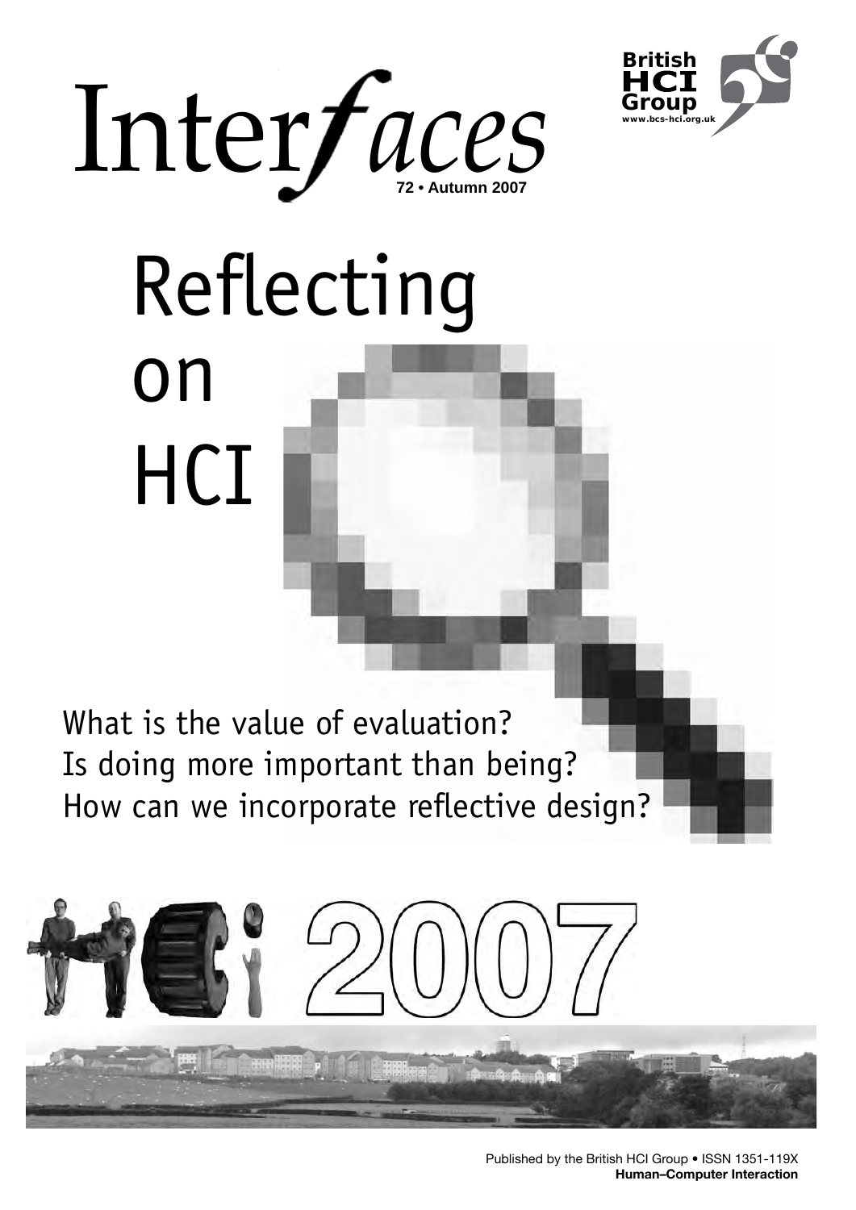# Interfaces

72 • Autumn 2007

British HCI Group
www.bcs-hci.org.uk

# Reflecting on HCI

What is the value of evaluation?
Is doing more important than being?
How can we incorporate reflective design?

HCI 2007

Published by the British HCI Group • ISSN 1351-119X
**Human–Computer Interaction**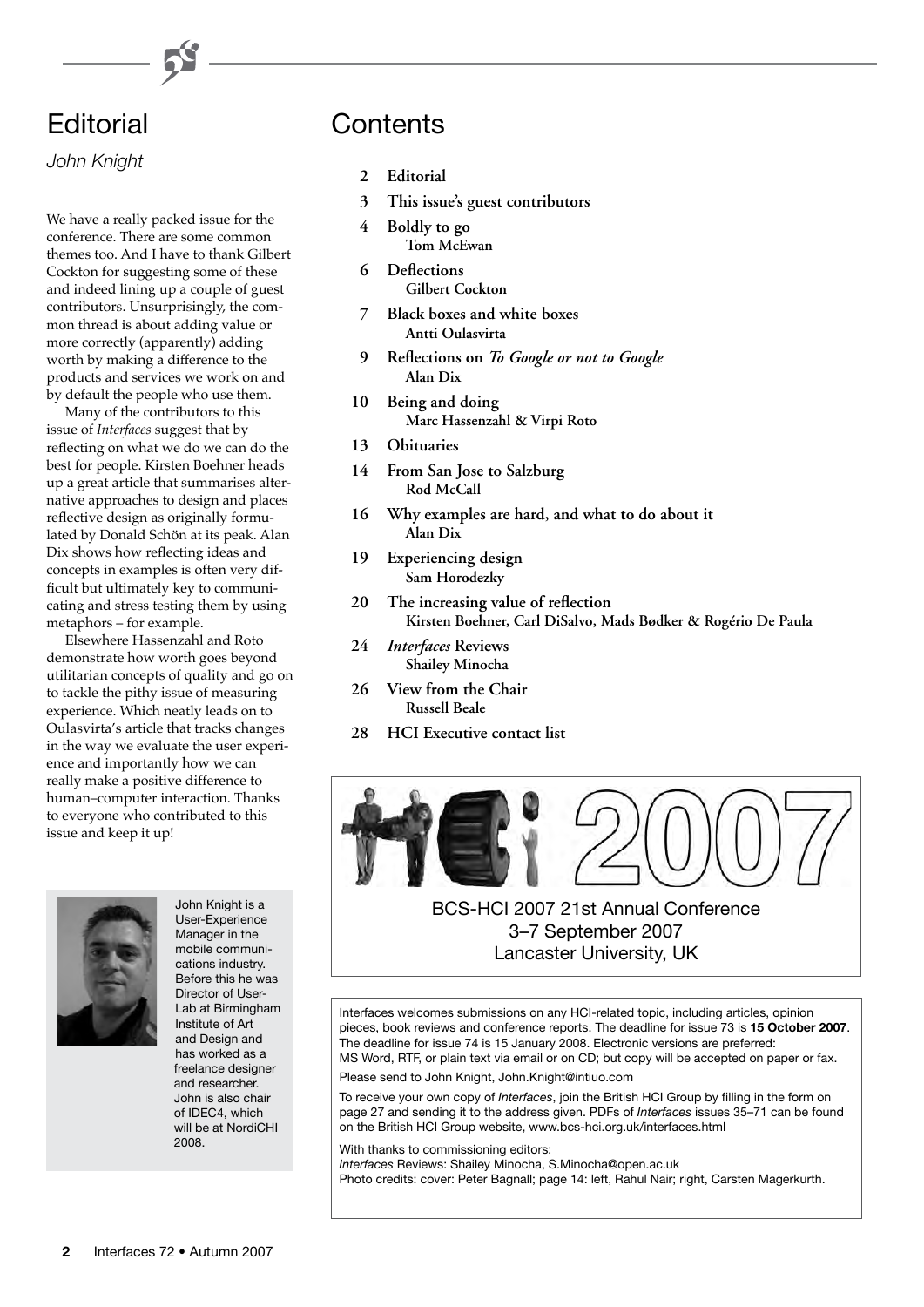# Editorial

*John Knight*

We have a really packed issue for the conference. There are some common themes too. And I have to thank Gilbert Cockton for suggesting some of these and indeed lining up a couple of guest contributors. Unsurprisingly, the common thread is about adding value or more correctly (apparently) adding worth by making a difference to the products and services we work on and by default the people who use them.

Many of the contributors to this issue of *Interfaces* suggest that by reflecting on what we do we can do the best for people. Kirsten Boehner heads up a great article that summarises alternative approaches to design and places reflective design as originally formulated by Donald Schön at its peak. Alan Dix shows how reflecting ideas and concepts in examples is often very difficult but ultimately key to communicating and stress testing them by using metaphors – for example.

Elsewhere Hassenzahl and Roto demonstrate how worth goes beyond utilitarian concepts of quality and go on to tackle the pithy issue of measuring experience. Which neatly leads on to Oulasvirta's article that tracks changes in the way we evaluate the user experience and importantly how we can really make a positive difference to human–computer interaction. Thanks to everyone who contributed to this issue and keep it up!

John Knight is a User-Experience Manager in the mobile communications industry. Before this he was Director of User-Lab at Birmingham Institute of Art and Design and has worked as a freelance designer and researcher. John is also chair of IDEC4, which will be at NordiCHI 2008.

# Contents

- **2** **Editorial**
- **3** **This issue's guest contributors**
- **4** **Boldly to go** — **Tom McEwan**
- **6** **Deflections** — **Gilbert Cockton**
- **7** **Black boxes and white boxes** — **Antti Oulasvirta**
- **9** **Reflections on *To Google or not to Google*** — **Alan Dix**
- **10** **Being and doing** — **Marc Hassenzahl & Virpi Roto**
- **13** **Obituaries**
- **14** **From San Jose to Salzburg** — **Rod McCall**
- **16** **Why examples are hard, and what to do about it** — **Alan Dix**
- **19** **Experiencing design** — **Sam Horodezky**
- **20** **The increasing value of reflection** — **Kirsten Boehner, Carl DiSalvo, Mads Bødker & Rogério De Paula**
- **24** ***Interfaces* Reviews** — **Shailey Minocha**
- **26** **View from the Chair** — **Russell Beale**
- **28** **HCI Executive contact list**

HCI 2007

BCS-HCI 2007 21st Annual Conference
3–7 September 2007
Lancaster University, UK

Interfaces welcomes submissions on any HCI-related topic, including articles, opinion pieces, book reviews and conference reports. The deadline for issue 73 is **15 October 2007**. The deadline for issue 74 is 15 January 2008. Electronic versions are preferred: MS Word, RTF, or plain text via email or on CD; but copy will be accepted on paper or fax.

Please send to John Knight, John.Knight@intiuo.com

To receive your own copy of *Interfaces*, join the British HCI Group by filling in the form on page 27 and sending it to the address given. PDFs of *Interfaces* issues 35–71 can be found on the British HCI Group website, www.bcs-hci.org.uk/interfaces.html

With thanks to commissioning editors:
*Interfaces* Reviews: Shailey Minocha, S.Minocha@open.ac.uk
Photo credits: cover: Peter Bagnall; page 14: left, Rahul Nair; right, Carsten Magerkurth.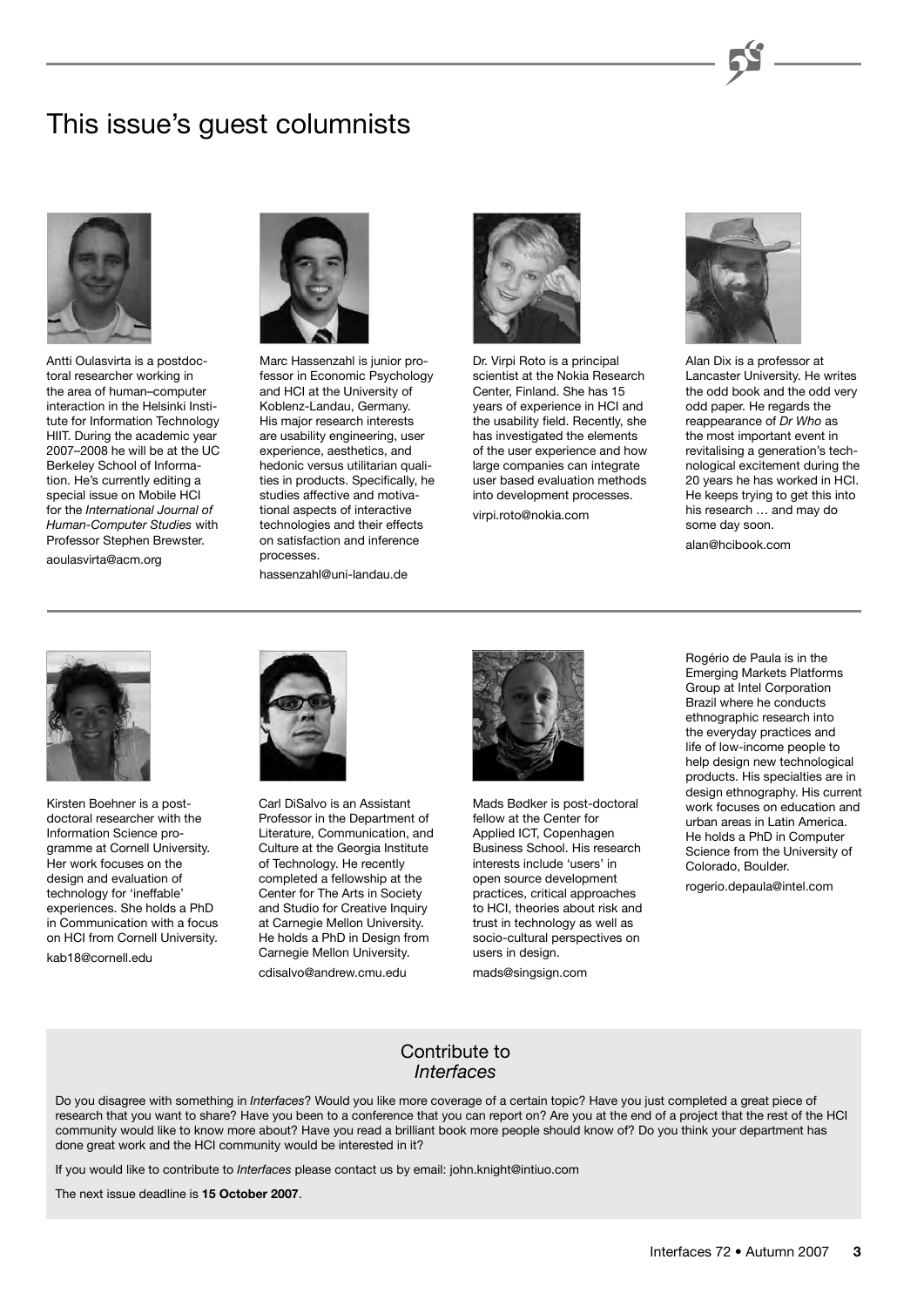# This issue's guest columnists

Antti Oulasvirta is a postdoctoral researcher working in the area of human–computer interaction in the Helsinki Institute for Information Technology HIIT. During the academic year 2007–2008 he will be at the UC Berkeley School of Information. He's currently editing a special issue on Mobile HCI for the *International Journal of Human-Computer Studies* with Professor Stephen Brewster.

aoulasvirta@acm.org

Marc Hassenzahl is junior professor in Economic Psychology and HCI at the University of Koblenz-Landau, Germany. His major research interests are usability engineering, user experience, aesthetics, and hedonic versus utilitarian qualities in products. Specifically, he studies affective and motivational aspects of interactive technologies and their effects on satisfaction and inference processes.

hassenzahl@uni-landau.de

Dr. Virpi Roto is a principal scientist at the Nokia Research Center, Finland. She has 15 years of experience in HCI and the usability field. Recently, she has investigated the elements of the user experience and how large companies can integrate user based evaluation methods into development processes.

virpi.roto@nokia.com

Alan Dix is a professor at Lancaster University. He writes the odd book and the odd very odd paper. He regards the reappearance of *Dr Who* as the most important event in revitalising a generation's technological excitement during the 20 years he has worked in HCI. He keeps trying to get this into his research … and may do some day soon.

alan@hcibook.com

Kirsten Boehner is a postdoctoral researcher with the Information Science programme at Cornell University. Her work focuses on the design and evaluation of technology for 'ineffable' experiences. She holds a PhD in Communication with a focus on HCI from Cornell University.

kab18@cornell.edu

Carl DiSalvo is an Assistant Professor in the Department of Literature, Communication, and Culture at the Georgia Institute of Technology. He recently completed a fellowship at the Center for The Arts in Society and Studio for Creative Inquiry at Carnegie Mellon University. He holds a PhD in Design from Carnegie Mellon University.

cdisalvo@andrew.cmu.edu

Mads Bødker is post-doctoral fellow at the Center for Applied ICT, Copenhagen Business School. His research interests include 'users' in open source development practices, critical approaches to HCI, theories about risk and trust in technology as well as socio-cultural perspectives on users in design.

mads@singsign.com

Rogério de Paula is in the Emerging Markets Platforms Group at Intel Corporation Brazil where he conducts ethnographic research into the everyday practices and life of low-income people to help design new technological products. His specialties are in design ethnography. His current work focuses on education and urban areas in Latin America. He holds a PhD in Computer Science from the University of Colorado, Boulder.

rogerio.depaula@intel.com

## Contribute to *Interfaces*

Do you disagree with something in *Interfaces*? Would you like more coverage of a certain topic? Have you just completed a great piece of research that you want to share? Have you been to a conference that you can report on? Are you at the end of a project that the rest of the HCI community would like to know more about? Have you read a brilliant book more people should know of? Do you think your department has done great work and the HCI community would be interested in it?

If you would like to contribute to *Interfaces* please contact us by email: john.knight@intiuo.com

The next issue deadline is **15 October 2007**.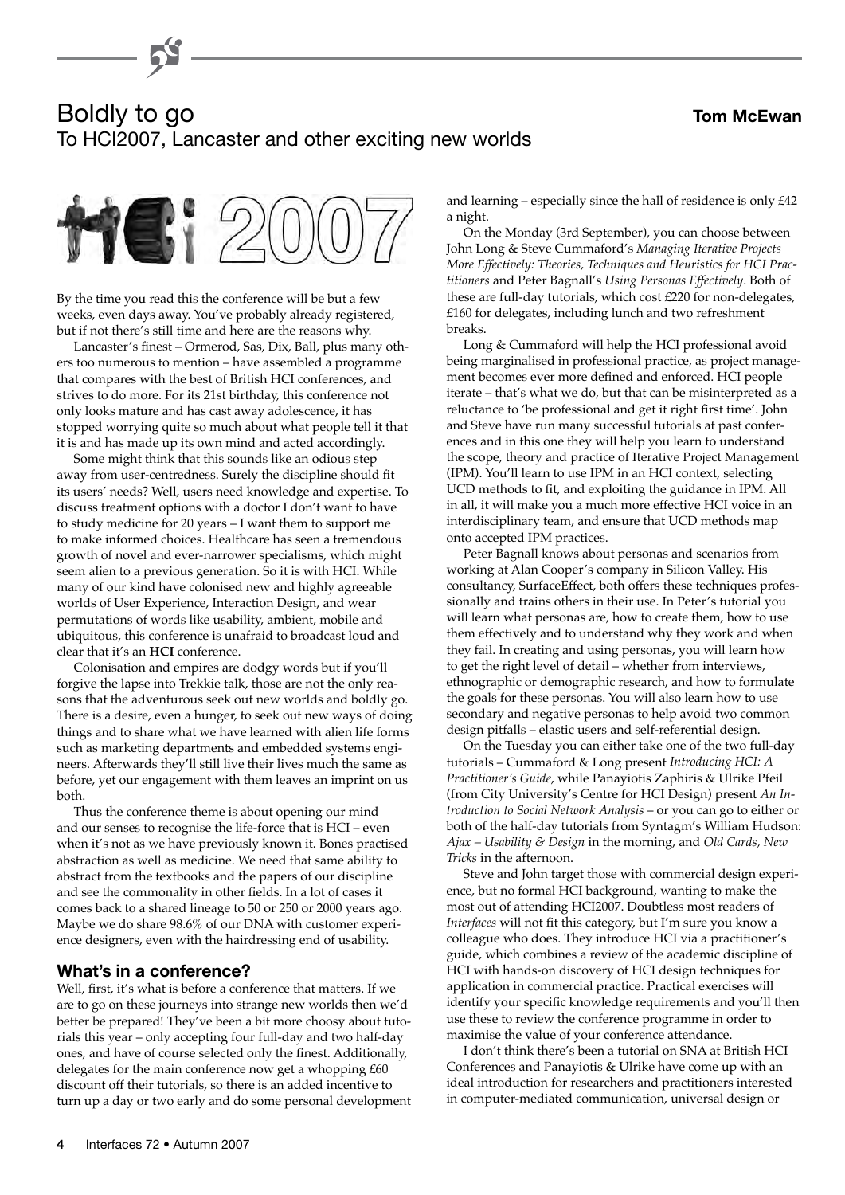# Boldly to go

**Tom McEwan**

To HCI2007, Lancaster and other exciting new worlds

By the time you read this the conference will be but a few weeks, even days away. You've probably already registered, but if not there's still time and here are the reasons why.

Lancaster's finest – Ormerod, Sas, Dix, Ball, plus many others too numerous to mention – have assembled a programme that compares with the best of British HCI conferences, and strives to do more. For its 21st birthday, this conference not only looks mature and has cast away adolescence, it has stopped worrying quite so much about what people tell it that it is and has made up its own mind and acted accordingly.

Some might think that this sounds like an odious step away from user-centredness. Surely the discipline should fit its users' needs? Well, users need knowledge and expertise. To discuss treatment options with a doctor I don't want to have to study medicine for 20 years – I want them to support me to make informed choices. Healthcare has seen a tremendous growth of novel and ever-narrower specialisms, which might seem alien to a previous generation. So it is with HCI. While many of our kind have colonised new and highly agreeable worlds of User Experience, Interaction Design, and wear permutations of words like usability, ambient, mobile and ubiquitous, this conference is unafraid to broadcast loud and clear that it's an **HCI** conference.

Colonisation and empires are dodgy words but if you'll forgive the lapse into Trekkie talk, those are not the only reasons that the adventurous seek out new worlds and boldly go. There is a desire, even a hunger, to seek out new ways of doing things and to share what we have learned with alien life forms such as marketing departments and embedded systems engineers. Afterwards they'll still live their lives much the same as before, yet our engagement with them leaves an imprint on us both.

Thus the conference theme is about opening our mind and our senses to recognise the life-force that is HCI – even when it's not as we have previously known it. Bones practised abstraction as well as medicine. We need that same ability to abstract from the textbooks and the papers of our discipline and see the commonality in other fields. In a lot of cases it comes back to a shared lineage to 50 or 250 or 2000 years ago. Maybe we do share 98.6% of our DNA with customer experience designers, even with the hairdressing end of usability.

## What's in a conference?

Well, first, it's what is before a conference that matters. If we are to go on these journeys into strange new worlds then we'd better be prepared! They've been a bit more choosy about tutorials this year – only accepting four full-day and two half-day ones, and have of course selected only the finest. Additionally, delegates for the main conference now get a whopping £60 discount off their tutorials, so there is an added incentive to turn up a day or two early and do some personal development and learning – especially since the hall of residence is only £42 a night.

On the Monday (3rd September), you can choose between John Long & Steve Cummaford's *Managing Iterative Projects More Effectively: Theories, Techniques and Heuristics for HCI Practitioners* and Peter Bagnall's *Using Personas Effectively*. Both of these are full-day tutorials, which cost £220 for non-delegates, £160 for delegates, including lunch and two refreshment breaks.

Long & Cummaford will help the HCI professional avoid being marginalised in professional practice, as project management becomes ever more defined and enforced. HCI people iterate – that's what we do, but that can be misinterpreted as a reluctance to 'be professional and get it right first time'. John and Steve have run many successful tutorials at past conferences and in this one they will help you learn to understand the scope, theory and practice of Iterative Project Management (IPM). You'll learn to use IPM in an HCI context, selecting UCD methods to fit, and exploiting the guidance in IPM. All in all, it will make you a much more effective HCI voice in an interdisciplinary team, and ensure that UCD methods map onto accepted IPM practices.

Peter Bagnall knows about personas and scenarios from working at Alan Cooper's company in Silicon Valley. His consultancy, SurfaceEffect, both offers these techniques professionally and trains others in their use. In Peter's tutorial you will learn what personas are, how to create them, how to use them effectively and to understand why they work and when they fail. In creating and using personas, you will learn how to get the right level of detail – whether from interviews, ethnographic or demographic research, and how to formulate the goals for these personas. You will also learn how to use secondary and negative personas to help avoid two common design pitfalls – elastic users and self-referential design.

On the Tuesday you can either take one of the two full-day tutorials – Cummaford & Long present *Introducing HCI: A Practitioner's Guide*, while Panayiotis Zaphiris & Ulrike Pfeil (from City University's Centre for HCI Design) present *An Introduction to Social Network Analysis* – or you can go to either or both of the half-day tutorials from Syntagm's William Hudson: *Ajax – Usability & Design* in the morning, and *Old Cards, New Tricks* in the afternoon.

Steve and John target those with commercial design experience, but no formal HCI background, wanting to make the most out of attending HCI2007. Doubtless most readers of *Interfaces* will not fit this category, but I'm sure you know a colleague who does. They introduce HCI via a practitioner's guide, which combines a review of the academic discipline of HCI with hands-on discovery of HCI design techniques for application in commercial practice. Practical exercises will identify your specific knowledge requirements and you'll then use these to review the conference programme in order to maximise the value of your conference attendance.

I don't think there's been a tutorial on SNA at British HCI Conferences and Panayiotis & Ulrike have come up with an ideal introduction for researchers and practitioners interested in computer-mediated communication, universal design or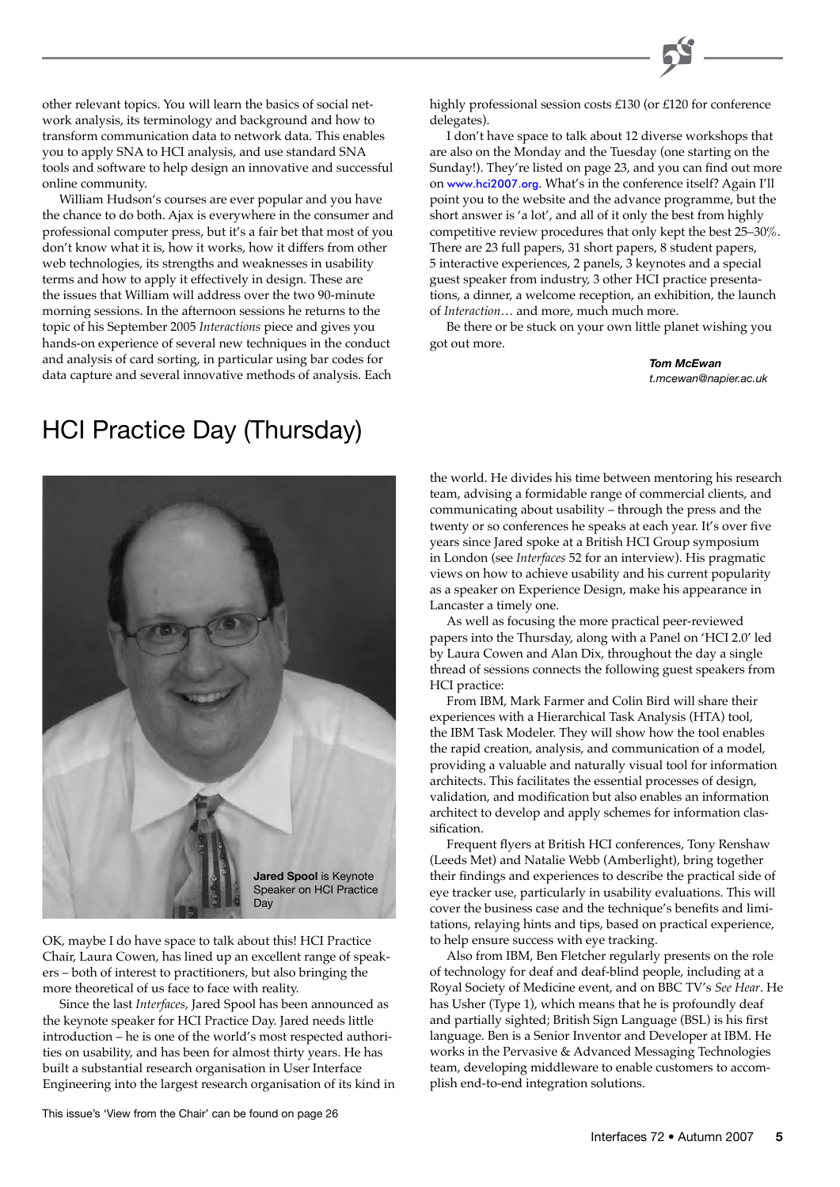other relevant topics. You will learn the basics of social network analysis, its terminology and background and how to transform communication data to network data. This enables you to apply SNA to HCI analysis, and use standard SNA tools and software to help design an innovative and successful online community.

William Hudson's courses are ever popular and you have the chance to do both. Ajax is everywhere in the consumer and professional computer press, but it's a fair bet that most of you don't know what it is, how it works, how it differs from other web technologies, its strengths and weaknesses in usability terms and how to apply it effectively in design. These are the issues that William will address over the two 90-minute morning sessions. In the afternoon sessions he returns to the topic of his September 2005 *Interactions* piece and gives you hands-on experience of several new techniques in the conduct and analysis of card sorting, in particular using bar codes for data capture and several innovative methods of analysis. Each highly professional session costs £130 (or £120 for conference delegates).

I don't have space to talk about 12 diverse workshops that are also on the Monday and the Tuesday (one starting on the Sunday!). They're listed on page 23, and you can find out more on www.hci2007.org. What's in the conference itself? Again I'll point you to the website and the advance programme, but the short answer is 'a lot', and all of it only the best from highly competitive review procedures that only kept the best 25–30%. There are 23 full papers, 31 short papers, 8 student papers, 5 interactive experiences, 2 panels, 3 keynotes and a special guest speaker from industry, 3 other HCI practice presentations, a dinner, a welcome reception, an exhibition, the launch of *Interaction*… and more, much much more.

Be there or be stuck on your own little planet wishing you got out more.

***Tom McEwan***
*t.mcewan@napier.ac.uk*

# HCI Practice Day (Thursday)

**Jared Spool** is Keynote Speaker on HCI Practice Day

OK, maybe I do have space to talk about this! HCI Practice Chair, Laura Cowen, has lined up an excellent range of speakers – both of interest to practitioners, but also bringing the more theoretical of us face to face with reality.

Since the last *Interfaces*, Jared Spool has been announced as the keynote speaker for HCI Practice Day. Jared needs little introduction – he is one of the world's most respected authorities on usability, and has been for almost thirty years. He has built a substantial research organisation in User Interface Engineering into the largest research organisation of its kind in the world. He divides his time between mentoring his research team, advising a formidable range of commercial clients, and communicating about usability – through the press and the twenty or so conferences he speaks at each year. It's over five years since Jared spoke at a British HCI Group symposium in London (see *Interfaces* 52 for an interview). His pragmatic views on how to achieve usability and his current popularity as a speaker on Experience Design, make his appearance in Lancaster a timely one.

As well as focusing the more practical peer-reviewed papers into the Thursday, along with a Panel on 'HCI 2.0' led by Laura Cowen and Alan Dix, throughout the day a single thread of sessions connects the following guest speakers from HCI practice:

From IBM, Mark Farmer and Colin Bird will share their experiences with a Hierarchical Task Analysis (HTA) tool, the IBM Task Modeler. They will show how the tool enables the rapid creation, analysis, and communication of a model, providing a valuable and naturally visual tool for information architects. This facilitates the essential processes of design, validation, and modification but also enables an information architect to develop and apply schemes for information classification.

Frequent flyers at British HCI conferences, Tony Renshaw (Leeds Met) and Natalie Webb (Amberlight), bring together their findings and experiences to describe the practical side of eye tracker use, particularly in usability evaluations. This will cover the business case and the technique's benefits and limitations, relaying hints and tips, based on practical experience, to help ensure success with eye tracking.

Also from IBM, Ben Fletcher regularly presents on the role of technology for deaf and deaf-blind people, including at a Royal Society of Medicine event, and on BBC TV's *See Hear*. He has Usher (Type 1), which means that he is profoundly deaf and partially sighted; British Sign Language (BSL) is his first language. Ben is a Senior Inventor and Developer at IBM. He works in the Pervasive & Advanced Messaging Technologies team, developing middleware to enable customers to accomplish end-to-end integration solutions.

This issue's 'View from the Chair' can be found on page 26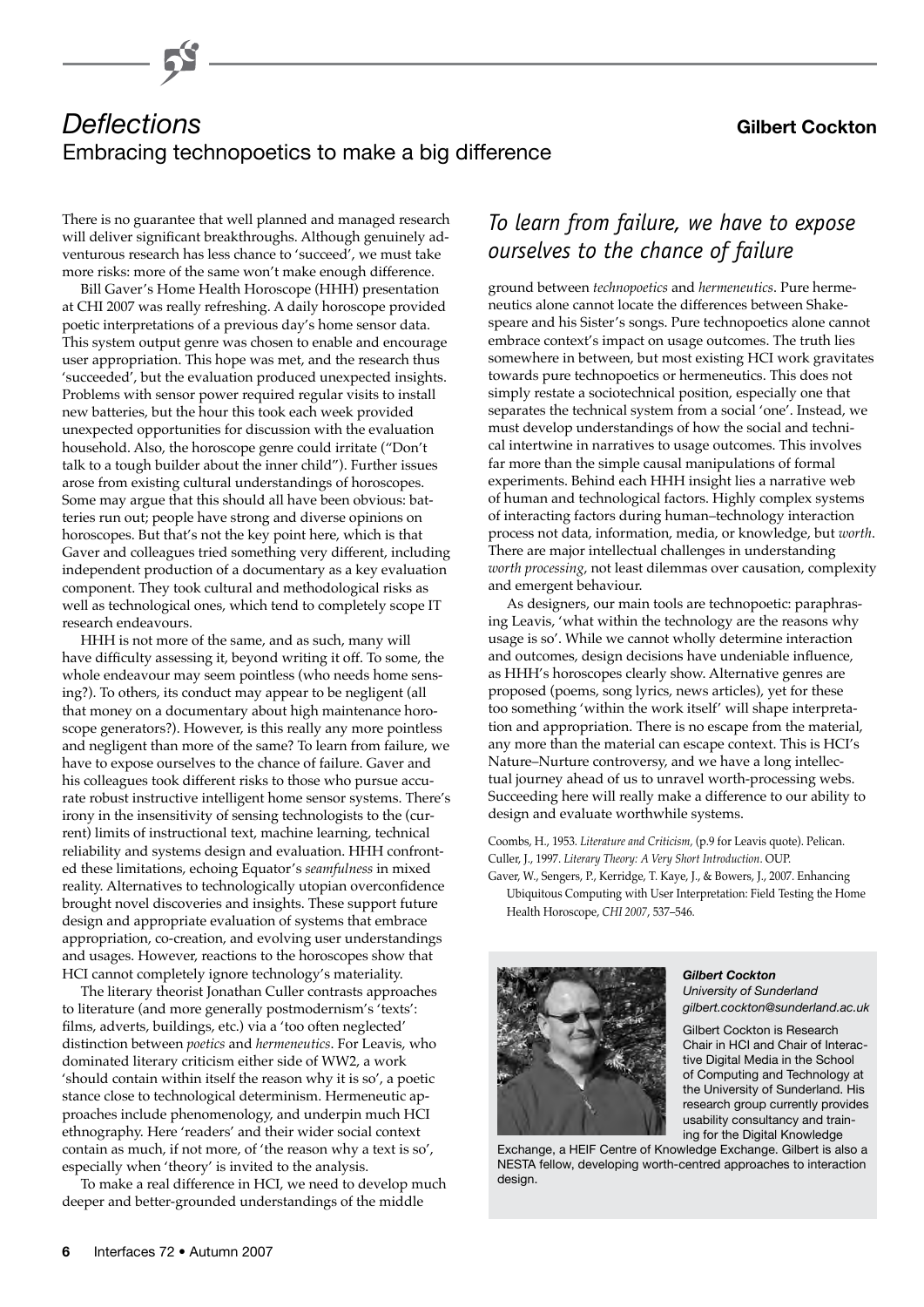# Deflections

**Gilbert Cockton**

## Embracing technopoetics to make a big difference

There is no guarantee that well planned and managed research will deliver significant breakthroughs. Although genuinely adventurous research has less chance to 'succeed', we must take more risks: more of the same won't make enough difference.

Bill Gaver's Home Health Horoscope (HHH) presentation at CHI 2007 was really refreshing. A daily horoscope provided poetic interpretations of a previous day's home sensor data. This system output genre was chosen to enable and encourage user appropriation. This hope was met, and the research thus 'succeeded', but the evaluation produced unexpected insights. Problems with sensor power required regular visits to install new batteries, but the hour this took each week provided unexpected opportunities for discussion with the evaluation household. Also, the horoscope genre could irritate ("Don't talk to a tough builder about the inner child"). Further issues arose from existing cultural understandings of horoscopes. Some may argue that this should all have been obvious: batteries run out; people have strong and diverse opinions on horoscopes. But that's not the key point here, which is that Gaver and colleagues tried something very different, including independent production of a documentary as a key evaluation component. They took cultural and methodological risks as well as technological ones, which tend to completely scope IT research endeavours.

HHH is not more of the same, and as such, many will have difficulty assessing it, beyond writing it off. To some, the whole endeavour may seem pointless (who needs home sensing?). To others, its conduct may appear to be negligent (all that money on a documentary about high maintenance horoscope generators?). However, is this really any more pointless and negligent than more of the same? To learn from failure, we have to expose ourselves to the chance of failure. Gaver and his colleagues took different risks to those who pursue accurate robust instructive intelligent home sensor systems. There's irony in the insensitivity of sensing technologists to the (current) limits of instructional text, machine learning, technical reliability and systems design and evaluation. HHH confronted these limitations, echoing Equator's *seamfulness* in mixed reality. Alternatives to technologically utopian overconfidence brought novel discoveries and insights. These support future design and appropriate evaluation of systems that embrace appropriation, co-creation, and evolving user understandings and usages. However, reactions to the horoscopes show that HCI cannot completely ignore technology's materiality.

The literary theorist Jonathan Culler contrasts approaches to literature (and more generally postmodernism's 'texts': films, adverts, buildings, etc.) via a 'too often neglected' distinction between *poetics* and *hermeneutics*. For Leavis, who dominated literary criticism either side of WW2, a work 'should contain within itself the reason why it is so', a poetic stance close to technological determinism. Hermeneutic approaches include phenomenology, and underpin much HCI ethnography. Here 'readers' and their wider social context contain as much, if not more, of 'the reason why a text is so', especially when 'theory' is invited to the analysis.

To make a real difference in HCI, we need to develop much deeper and better-grounded understandings of the middle ground between *technopoetics* and *hermeneutics*. Pure hermeneutics alone cannot locate the differences between Shakespeare and his Sister's songs. Pure technopoetics alone cannot embrace context's impact on usage outcomes. The truth lies somewhere in between, but most existing HCI work gravitates towards pure technopoetics or hermeneutics. This does not simply restate a sociotechnical position, especially one that separates the technical system from a social 'one'. Instead, we must develop understandings of how the social and technical intertwine in narratives to usage outcomes. This involves far more than the simple causal manipulations of formal experiments. Behind each HHH insight lies a narrative web of human and technological factors. Highly complex systems of interacting factors during human–technology interaction process not data, information, media, or knowledge, but *worth*. There are major intellectual challenges in understanding *worth processing*, not least dilemmas over causation, complexity and emergent behaviour.

*To learn from failure, we have to expose ourselves to the chance of failure*

As designers, our main tools are technopoetic: paraphrasing Leavis, 'what within the technology are the reasons why usage is so'. While we cannot wholly determine interaction and outcomes, design decisions have undeniable influence, as HHH's horoscopes clearly show. Alternative genres are proposed (poems, song lyrics, news articles), yet for these too something 'within the work itself' will shape interpretation and appropriation. There is no escape from the material, any more than the material can escape context. This is HCI's Nature–Nurture controversy, and we have a long intellectual journey ahead of us to unravel worth-processing webs. Succeeding here will really make a difference to our ability to design and evaluate worthwhile systems.

Coombs, H., 1953. *Literature and Criticism*, (p.9 for Leavis quote). Pelican.

Culler, J., 1997. *Literary Theory: A Very Short Introduction*. OUP.

Gaver, W., Sengers, P., Kerridge, T. Kaye, J., & Bowers, J., 2007. Enhancing Ubiquitous Computing with User Interpretation: Field Testing the Home Health Horoscope, *CHI 2007*, 537–546.

***Gilbert Cockton***
*University of Sunderland*
*gilbert.cockton@sunderland.ac.uk*

Gilbert Cockton is Research Chair in HCI and Chair of Interactive Digital Media in the School of Computing and Technology at the University of Sunderland. His research group currently provides usability consultancy and training for the Digital Knowledge Exchange, a HEIF Centre of Knowledge Exchange. Gilbert is also a NESTA fellow, developing worth-centred approaches to interaction design.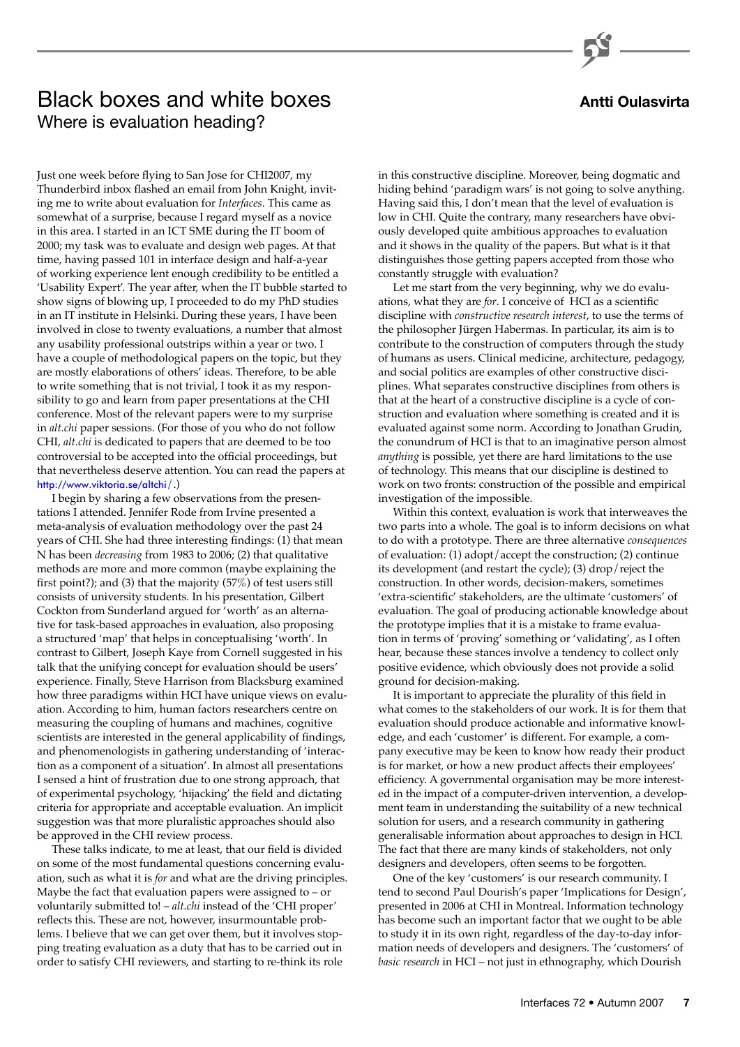# Black boxes and white boxes

## Where is evaluation heading?

**Antti Oulasvirta**

Just one week before flying to San Jose for CHI2007, my Thunderbird inbox flashed an email from John Knight, inviting me to write about evaluation for *Interfaces*. This came as somewhat of a surprise, because I regard myself as a novice in this area. I started in an ICT SME during the IT boom of 2000; my task was to evaluate and design web pages. At that time, having passed 101 in interface design and half-a-year of working experience lent enough credibility to be entitled a 'Usability Expert'. The year after, when the IT bubble started to show signs of blowing up, I proceeded to do my PhD studies in an IT institute in Helsinki. During these years, I have been involved in close to twenty evaluations, a number that almost any usability professional outstrips within a year or two. I have a couple of methodological papers on the topic, but they are mostly elaborations of others' ideas. Therefore, to be able to write something that is not trivial, I took it as my responsibility to go and learn from paper presentations at the CHI conference. Most of the relevant papers were to my surprise in *alt.chi* paper sessions. (For those of you who do not follow CHI, *alt.chi* is dedicated to papers that are deemed to be too controversial to be accepted into the official proceedings, but that nevertheless deserve attention. You can read the papers at http://www.viktoria.se/altchi/.)

I begin by sharing a few observations from the presentations I attended. Jennifer Rode from Irvine presented a meta-analysis of evaluation methodology over the past 24 years of CHI. She had three interesting findings: (1) that mean N has been *decreasing* from 1983 to 2006; (2) that qualitative methods are more and more common (maybe explaining the first point?); and (3) that the majority (57%) of test users still consists of university students. In his presentation, Gilbert Cockton from Sunderland argued for 'worth' as an alternative for task-based approaches in evaluation, also proposing a structured 'map' that helps in conceptualising 'worth'. In contrast to Gilbert, Joseph Kaye from Cornell suggested in his talk that the unifying concept for evaluation should be users' experience. Finally, Steve Harrison from Blacksburg examined how three paradigms within HCI have unique views on evaluation. According to him, human factors researchers centre on measuring the coupling of humans and machines, cognitive scientists are interested in the general applicability of findings, and phenomenologists in gathering understanding of 'interaction as a component of a situation'. In almost all presentations I sensed a hint of frustration due to one strong approach, that of experimental psychology, 'hijacking' the field and dictating criteria for appropriate and acceptable evaluation. An implicit suggestion was that more pluralistic approaches should also be approved in the CHI review process.

These talks indicate, to me at least, that our field is divided on some of the most fundamental questions concerning evaluation, such as what it is *for* and what are the driving principles. Maybe the fact that evaluation papers were assigned to – or voluntarily submitted to! – *alt.chi* instead of the 'CHI proper' reflects this. These are not, however, insurmountable problems. I believe that we can get over them, but it involves stopping treating evaluation as a duty that has to be carried out in order to satisfy CHI reviewers, and starting to re-think its role in this constructive discipline. Moreover, being dogmatic and hiding behind 'paradigm wars' is not going to solve anything. Having said this, I don't mean that the level of evaluation is low in CHI. Quite the contrary, many researchers have obviously developed quite ambitious approaches to evaluation and it shows in the quality of the papers. But what is it that distinguishes those getting papers accepted from those who constantly struggle with evaluation?

Let me start from the very beginning, why we do evaluations, what they are *for*. I conceive of HCI as a scientific discipline with *constructive research interest*, to use the terms of the philosopher Jürgen Habermas. In particular, its aim is to contribute to the construction of computers through the study of humans as users. Clinical medicine, architecture, pedagogy, and social politics are examples of other constructive disciplines. What separates constructive disciplines from others is that at the heart of a constructive discipline is a cycle of construction and evaluation where something is created and it is evaluated against some norm. According to Jonathan Grudin, the conundrum of HCI is that to an imaginative person almost *anything* is possible, yet there are hard limitations to the use of technology. This means that our discipline is destined to work on two fronts: construction of the possible and empirical investigation of the impossible.

Within this context, evaluation is work that interweaves the two parts into a whole. The goal is to inform decisions on what to do with a prototype. There are three alternative *consequences* of evaluation: (1) adopt/accept the construction; (2) continue its development (and restart the cycle); (3) drop/reject the construction. In other words, decision-makers, sometimes 'extra-scientific' stakeholders, are the ultimate 'customers' of evaluation. The goal of producing actionable knowledge about the prototype implies that it is a mistake to frame evaluation in terms of 'proving' something or 'validating', as I often hear, because these stances involve a tendency to collect only positive evidence, which obviously does not provide a solid ground for decision-making.

It is important to appreciate the plurality of this field in what comes to the stakeholders of our work. It is for them that evaluation should produce actionable and informative knowledge, and each 'customer' is different. For example, a company executive may be keen to know how ready their product is for market, or how a new product affects their employees' efficiency. A governmental organisation may be more interested in the impact of a computer-driven intervention, a development team in understanding the suitability of a new technical solution for users, and a research community in gathering generalisable information about approaches to design in HCI. The fact that there are many kinds of stakeholders, not only designers and developers, often seems to be forgotten.

One of the key 'customers' is our research community. I tend to second Paul Dourish's paper 'Implications for Design', presented in 2006 at CHI in Montreal. Information technology has become such an important factor that we ought to be able to study it in its own right, regardless of the day-to-day information needs of developers and designers. The 'customers' of *basic research* in HCI – not just in ethnography, which Dourish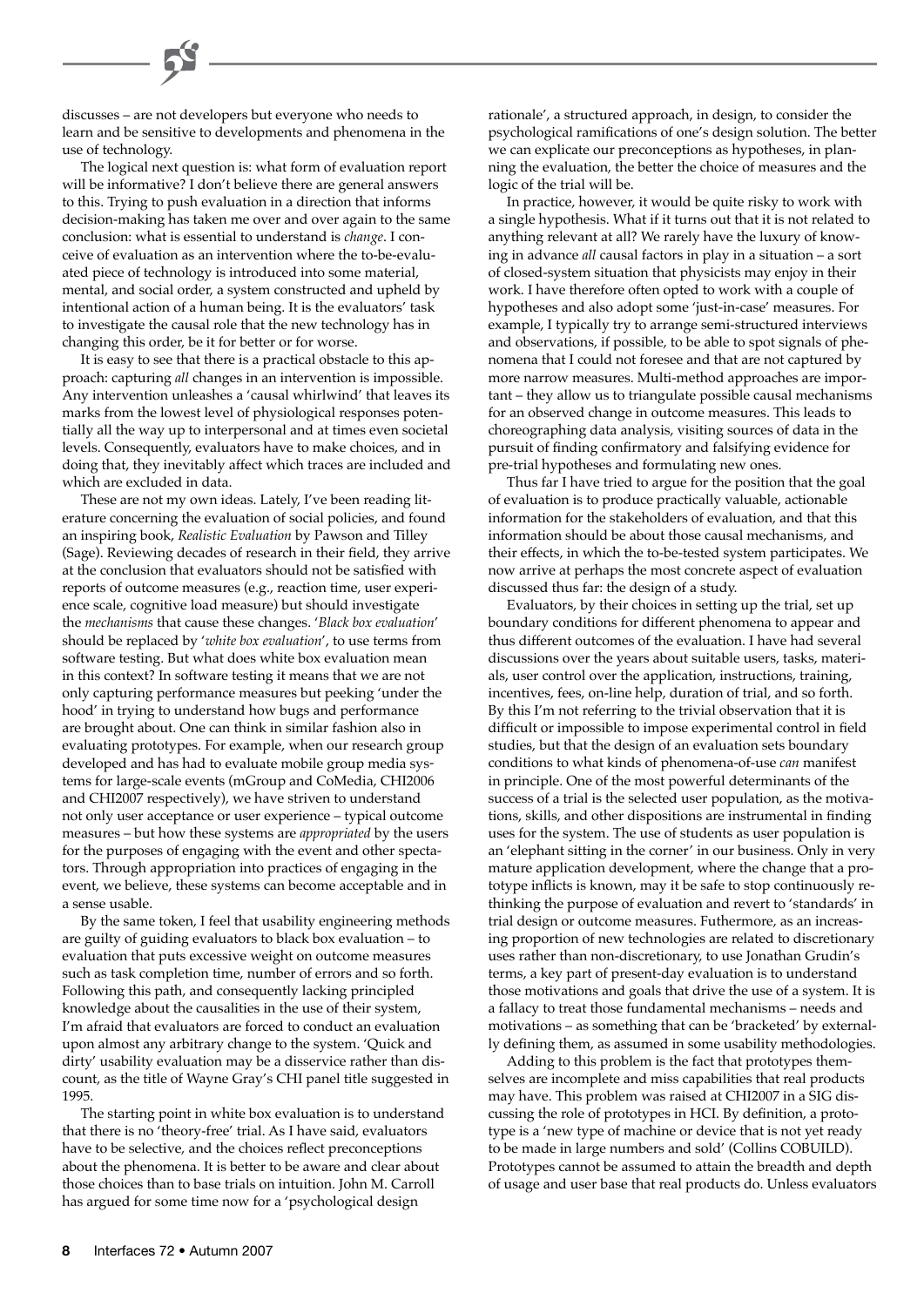discusses – are not developers but everyone who needs to learn and be sensitive to developments and phenomena in the use of technology.

The logical next question is: what form of evaluation report will be informative? I don't believe there are general answers to this. Trying to push evaluation in a direction that informs decision-making has taken me over and over again to the same conclusion: what is essential to understand is *change*. I conceive of evaluation as an intervention where the to-be-evaluated piece of technology is introduced into some material, mental, and social order, a system constructed and upheld by intentional action of a human being. It is the evaluators' task to investigate the causal role that the new technology has in changing this order, be it for better or for worse.

It is easy to see that there is a practical obstacle to this approach: capturing *all* changes in an intervention is impossible. Any intervention unleashes a 'causal whirlwind' that leaves its marks from the lowest level of physiological responses potentially all the way up to interpersonal and at times even societal levels. Consequently, evaluators have to make choices, and in doing that, they inevitably affect which traces are included and which are excluded in data.

These are not my own ideas. Lately, I've been reading literature concerning the evaluation of social policies, and found an inspiring book, *Realistic Evaluation* by Pawson and Tilley (Sage). Reviewing decades of research in their field, they arrive at the conclusion that evaluators should not be satisfied with reports of outcome measures (e.g., reaction time, user experience scale, cognitive load measure) but should investigate the *mechanisms* that cause these changes. '*Black box evaluation*' should be replaced by '*white box evaluation*', to use terms from software testing. But what does white box evaluation mean in this context? In software testing it means that we are not only capturing performance measures but peeking 'under the hood' in trying to understand how bugs and performance are brought about. One can think in similar fashion also in evaluating prototypes. For example, when our research group developed and has had to evaluate mobile group media systems for large-scale events (mGroup and CoMedia, CHI2006 and CHI2007 respectively), we have striven to understand not only user acceptance or user experience – typical outcome measures – but how these systems are *appropriated* by the users for the purposes of engaging with the event and other spectators. Through appropriation into practices of engaging in the event, we believe, these systems can become acceptable and in a sense usable.

By the same token, I feel that usability engineering methods are guilty of guiding evaluators to black box evaluation – to evaluation that puts excessive weight on outcome measures such as task completion time, number of errors and so forth. Following this path, and consequently lacking principled knowledge about the causalities in the use of their system, I'm afraid that evaluators are forced to conduct an evaluation upon almost any arbitrary change to the system. 'Quick and dirty' usability evaluation may be a disservice rather than discount, as the title of Wayne Gray's CHI panel title suggested in 1995.

The starting point in white box evaluation is to understand that there is no 'theory-free' trial. As I have said, evaluators have to be selective, and the choices reflect preconceptions about the phenomena. It is better to be aware and clear about those choices than to base trials on intuition. John M. Carroll has argued for some time now for a 'psychological design rationale', a structured approach, in design, to consider the psychological ramifications of one's design solution. The better we can explicate our preconceptions as hypotheses, in planning the evaluation, the better the choice of measures and the logic of the trial will be.

In practice, however, it would be quite risky to work with a single hypothesis. What if it turns out that it is not related to anything relevant at all? We rarely have the luxury of knowing in advance *all* causal factors in play in a situation – a sort of closed-system situation that physicists may enjoy in their work. I have therefore often opted to work with a couple of hypotheses and also adopt some 'just-in-case' measures. For example, I typically try to arrange semi-structured interviews and observations, if possible, to be able to spot signals of phenomena that I could not foresee and that are not captured by more narrow measures. Multi-method approaches are important – they allow us to triangulate possible causal mechanisms for an observed change in outcome measures. This leads to choreographing data analysis, visiting sources of data in the pursuit of finding confirmatory and falsifying evidence for pre-trial hypotheses and formulating new ones.

Thus far I have tried to argue for the position that the goal of evaluation is to produce practically valuable, actionable information for the stakeholders of evaluation, and that this information should be about those causal mechanisms, and their effects, in which the to-be-tested system participates. We now arrive at perhaps the most concrete aspect of evaluation discussed thus far: the design of a study.

Evaluators, by their choices in setting up the trial, set up boundary conditions for different phenomena to appear and thus different outcomes of the evaluation. I have had several discussions over the years about suitable users, tasks, materials, user control over the application, instructions, training, incentives, fees, on-line help, duration of trial, and so forth. By this I'm not referring to the trivial observation that it is difficult or impossible to impose experimental control in field studies, but that the design of an evaluation sets boundary conditions to what kinds of phenomena-of-use *can* manifest in principle. One of the most powerful determinants of the success of a trial is the selected user population, as the motivations, skills, and other dispositions are instrumental in finding uses for the system. The use of students as user population is an 'elephant sitting in the corner' in our business. Only in very mature application development, where the change that a prototype inflicts is known, may it be safe to stop continuously rethinking the purpose of evaluation and revert to 'standards' in trial design or outcome measures. Futhermore, as an increasing proportion of new technologies are related to discretionary uses rather than non-discretionary, to use Jonathan Grudin's terms, a key part of present-day evaluation is to understand those motivations and goals that drive the use of a system. It is a fallacy to treat those fundamental mechanisms – needs and motivations – as something that can be 'bracketed' by externally defining them, as assumed in some usability methodologies.

Adding to this problem is the fact that prototypes themselves are incomplete and miss capabilities that real products may have. This problem was raised at CHI2007 in a SIG discussing the role of prototypes in HCI. By definition, a prototype is a 'new type of machine or device that is not yet ready to be made in large numbers and sold' (Collins COBUILD). Prototypes cannot be assumed to attain the breadth and depth of usage and user base that real products do. Unless evaluators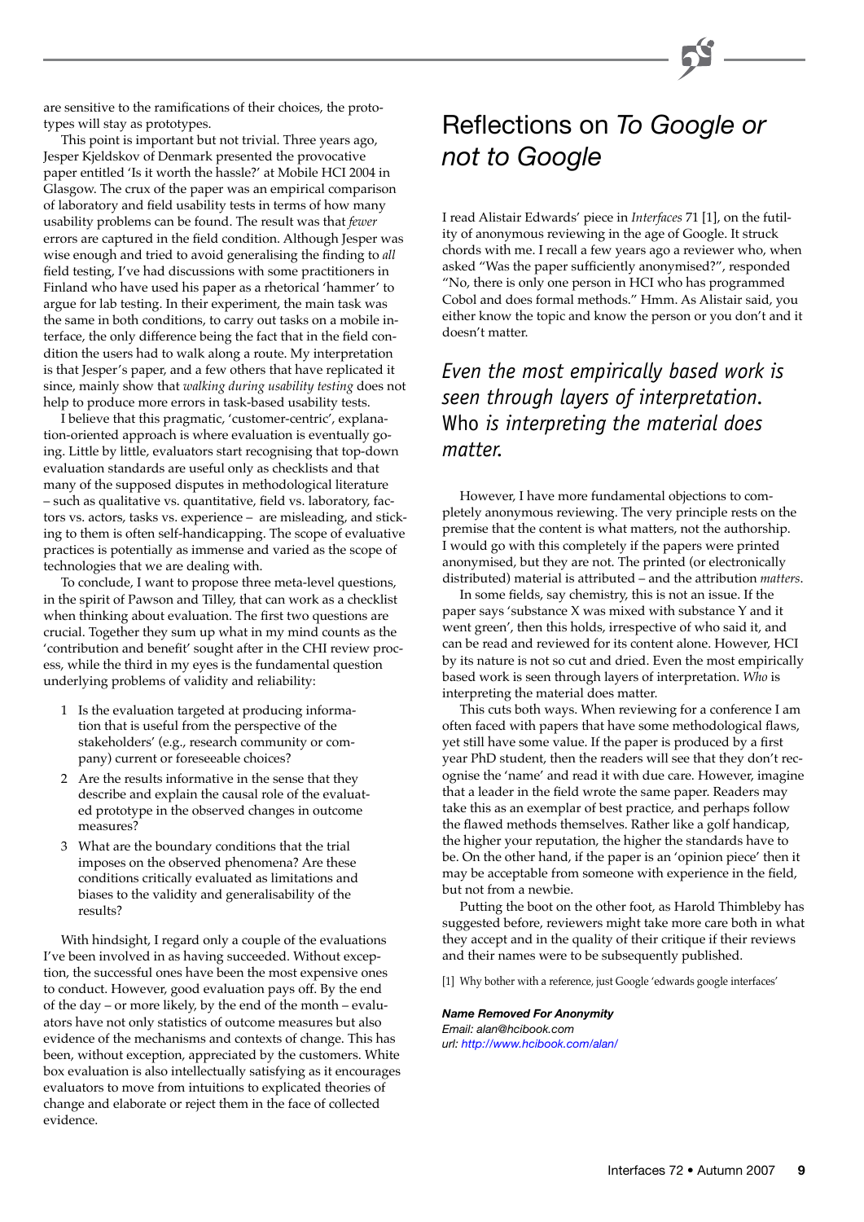are sensitive to the ramifications of their choices, the prototypes will stay as prototypes.

This point is important but not trivial. Three years ago, Jesper Kjeldskov of Denmark presented the provocative paper entitled 'Is it worth the hassle?' at Mobile HCI 2004 in Glasgow. The crux of the paper was an empirical comparison of laboratory and field usability tests in terms of how many usability problems can be found. The result was that *fewer* errors are captured in the field condition. Although Jesper was wise enough and tried to avoid generalising the finding to *all* field testing, I've had discussions with some practitioners in Finland who have used his paper as a rhetorical 'hammer' to argue for lab testing. In their experiment, the main task was the same in both conditions, to carry out tasks on a mobile interface, the only difference being the fact that in the field condition the users had to walk along a route. My interpretation is that Jesper's paper, and a few others that have replicated it since, mainly show that *walking during usability testing* does not help to produce more errors in task-based usability tests.

I believe that this pragmatic, 'customer-centric', explanation-oriented approach is where evaluation is eventually going. Little by little, evaluators start recognising that top-down evaluation standards are useful only as checklists and that many of the supposed disputes in methodological literature – such as qualitative vs. quantitative, field vs. laboratory, factors vs. actors, tasks vs. experience – are misleading, and sticking to them is often self-handicapping. The scope of evaluative practices is potentially as immense and varied as the scope of technologies that we are dealing with.

To conclude, I want to propose three meta-level questions, in the spirit of Pawson and Tilley, that can work as a checklist when thinking about evaluation. The first two questions are crucial. Together they sum up what in my mind counts as the 'contribution and benefit' sought after in the CHI review process, while the third in my eyes is the fundamental question underlying problems of validity and reliability:

1. Is the evaluation targeted at producing information that is useful from the perspective of the stakeholders' (e.g., research community or company) current or foreseeable choices?
2. Are the results informative in the sense that they describe and explain the causal role of the evaluated prototype in the observed changes in outcome measures?
3. What are the boundary conditions that the trial imposes on the observed phenomena? Are these conditions critically evaluated as limitations and biases to the validity and generalisability of the results?

With hindsight, I regard only a couple of the evaluations I've been involved in as having succeeded. Without exception, the successful ones have been the most expensive ones to conduct. However, good evaluation pays off. By the end of the day – or more likely, by the end of the month – evaluators have not only statistics of outcome measures but also evidence of the mechanisms and contexts of change. This has been, without exception, appreciated by the customers. White box evaluation is also intellectually satisfying as it encourages evaluators to move from intuitions to explicated theories of change and elaborate or reject them in the face of collected evidence.

# Reflections on *To Google or not to Google*

I read Alistair Edwards' piece in *Interfaces* 71 [1], on the futility of anonymous reviewing in the age of Google. It struck chords with me. I recall a few years ago a reviewer who, when asked "Was the paper sufficiently anonymised?", responded "No, there is only one person in HCI who has programmed Cobol and does formal methods." Hmm. As Alistair said, you either know the topic and know the person or you don't and it doesn't matter.

*Even the most empirically based work is seen through layers of interpretation.* Who *is interpreting the material does matter.*

However, I have more fundamental objections to completely anonymous reviewing. The very principle rests on the premise that the content is what matters, not the authorship. I would go with this completely if the papers were printed anonymised, but they are not. The printed (or electronically distributed) material is attributed – and the attribution *matters*.

In some fields, say chemistry, this is not an issue. If the paper says 'substance X was mixed with substance Y and it went green', then this holds, irrespective of who said it, and can be read and reviewed for its content alone. However, HCI by its nature is not so cut and dried. Even the most empirically based work is seen through layers of interpretation. *Who* is interpreting the material does matter.

This cuts both ways. When reviewing for a conference I am often faced with papers that have some methodological flaws, yet still have some value. If the paper is produced by a first year PhD student, then the readers will see that they don't recognise the 'name' and read it with due care. However, imagine that a leader in the field wrote the same paper. Readers may take this as an exemplar of best practice, and perhaps follow the flawed methods themselves. Rather like a golf handicap, the higher your reputation, the higher the standards have to be. On the other hand, if the paper is an 'opinion piece' then it may be acceptable from someone with experience in the field, but not from a newbie.

Putting the boot on the other foot, as Harold Thimbleby has suggested before, reviewers might take more care both in what they accept and in the quality of their critique if their reviews and their names were to be subsequently published.

[1] Why bother with a reference, just Google 'edwards google interfaces'

***Name Removed For Anonymity***
*Email: alan@hcibook.com*
*url: http://www.hcibook.com/alan/*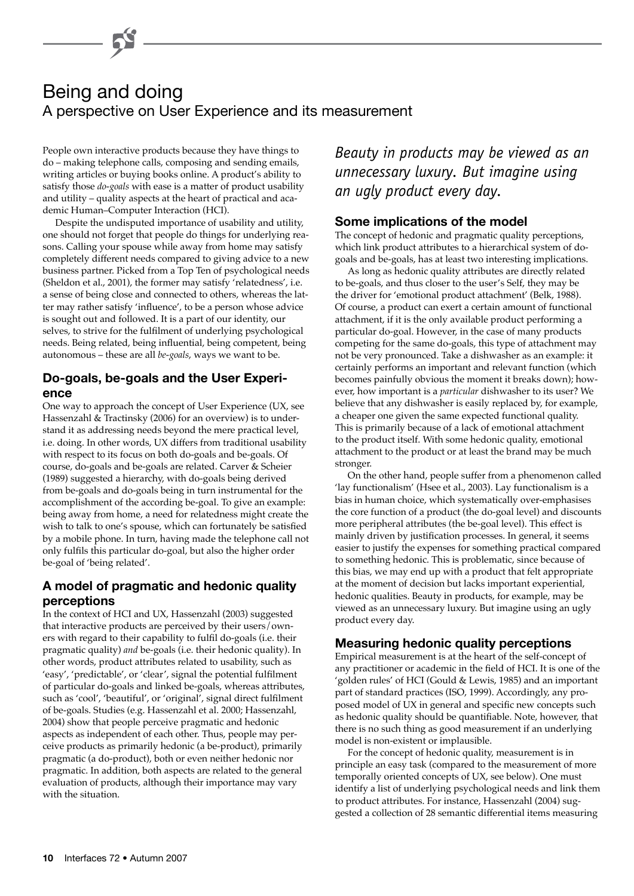# Being and doing

## A perspective on User Experience and its measurement

People own interactive products because they have things to do – making telephone calls, composing and sending emails, writing articles or buying books online. A product's ability to satisfy those *do-goals* with ease is a matter of product usability and utility – quality aspects at the heart of practical and academic Human–Computer Interaction (HCI).

Despite the undisputed importance of usability and utility, one should not forget that people do things for underlying reasons. Calling your spouse while away from home may satisfy completely different needs compared to giving advice to a new business partner. Picked from a Top Ten of psychological needs (Sheldon et al., 2001), the former may satisfy 'relatedness', i.e. a sense of being close and connected to others, whereas the latter may rather satisfy 'influence', to be a person whose advice is sought out and followed. It is a part of our identity, our selves, to strive for the fulfilment of underlying psychological needs. Being related, being influential, being competent, being autonomous – these are all *be-goals*, ways we want to be.

### Do-goals, be-goals and the User Experience

One way to approach the concept of User Experience (UX, see Hassenzahl & Tractinsky (2006) for an overview) is to understand it as addressing needs beyond the mere practical level, i.e. doing. In other words, UX differs from traditional usability with respect to its focus on both do-goals and be-goals. Of course, do-goals and be-goals are related. Carver & Scheier (1989) suggested a hierarchy, with do-goals being derived from be-goals and do-goals being in turn instrumental for the accomplishment of the according be-goal. To give an example: being away from home, a need for relatedness might create the wish to talk to one's spouse, which can fortunately be satisfied by a mobile phone. In turn, having made the telephone call not only fulfils this particular do-goal, but also the higher order be-goal of 'being related'.

### A model of pragmatic and hedonic quality perceptions

In the context of HCI and UX, Hassenzahl (2003) suggested that interactive products are perceived by their users/owners with regard to their capability to fulfil do-goals (i.e. their pragmatic quality) *and* be-goals (i.e. their hedonic quality). In other words, product attributes related to usability, such as 'easy', 'predictable', or 'clear', signal the potential fulfilment of particular do-goals and linked be-goals, whereas attributes, such as 'cool', 'beautiful', or 'original', signal direct fulfilment of be-goals. Studies (e.g. Hassenzahl et al. 2000; Hassenzahl, 2004) show that people perceive pragmatic and hedonic aspects as independent of each other. Thus, people may perceive products as primarily hedonic (a be-product), primarily pragmatic (a do-product), both or even neither hedonic nor pragmatic. In addition, both aspects are related to the general evaluation of products, although their importance may vary with the situation.

*Beauty in products may be viewed as an unnecessary luxury. But imagine using an ugly product every day.*

### Some implications of the model

The concept of hedonic and pragmatic quality perceptions, which link product attributes to a hierarchical system of do-goals and be-goals, has at least two interesting implications.

As long as hedonic quality attributes are directly related to be-goals, and thus closer to the user's Self, they may be the driver for 'emotional product attachment' (Belk, 1988). Of course, a product can exert a certain amount of functional attachment, if it is the only available product performing a particular do-goal. However, in the case of many products competing for the same do-goals, this type of attachment may not be very pronounced. Take a dishwasher as an example: it certainly performs an important and relevant function (which becomes painfully obvious the moment it breaks down); however, how important is a *particular* dishwasher to its user? We believe that any dishwasher is easily replaced by, for example, a cheaper one given the same expected functional quality. This is primarily because of a lack of emotional attachment to the product itself. With some hedonic quality, emotional attachment to the product or at least the brand may be much stronger.

On the other hand, people suffer from a phenomenon called 'lay functionalism' (Hsee et al., 2003). Lay functionalism is a bias in human choice, which systematically over-emphasises the core function of a product (the do-goal level) and discounts more peripheral attributes (the be-goal level). This effect is mainly driven by justification processes. In general, it seems easier to justify the expenses for something practical compared to something hedonic. This is problematic, since because of this bias, we may end up with a product that felt appropriate at the moment of decision but lacks important experiential, hedonic qualities. Beauty in products, for example, may be viewed as an unnecessary luxury. But imagine using an ugly product every day.

### Measuring hedonic quality perceptions

Empirical measurement is at the heart of the self-concept of any practitioner or academic in the field of HCI. It is one of the 'golden rules' of HCI (Gould & Lewis, 1985) and an important part of standard practices (ISO, 1999). Accordingly, any proposed model of UX in general and specific new concepts such as hedonic quality should be quantifiable. Note, however, that there is no such thing as good measurement if an underlying model is non-existent or implausible.

For the concept of hedonic quality, measurement is in principle an easy task (compared to the measurement of more temporally oriented concepts of UX, see below). One must identify a list of underlying psychological needs and link them to product attributes. For instance, Hassenzahl (2004) suggested a collection of 28 semantic differential items measuring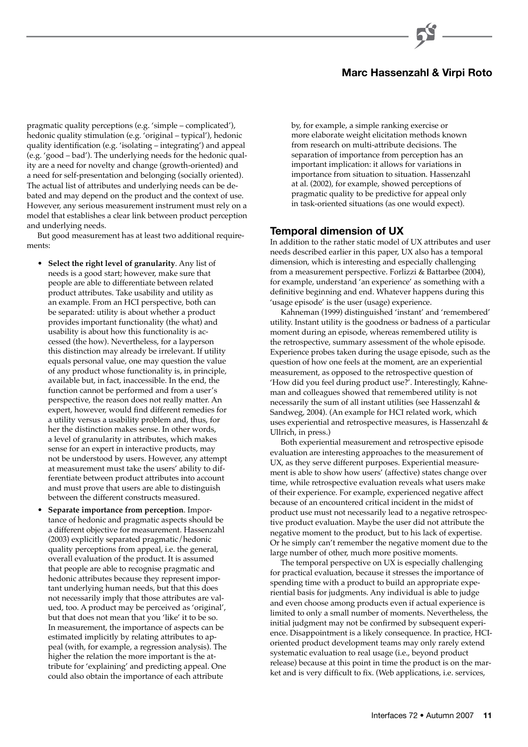pragmatic quality perceptions (e.g. 'simple – complicated'), hedonic quality stimulation (e.g. 'original – typical'), hedonic quality identification (e.g. 'isolating – integrating') and appeal (e.g. 'good – bad'). The underlying needs for the hedonic quality are a need for novelty and change (growth-oriented) and a need for self-presentation and belonging (socially oriented). The actual list of attributes and underlying needs can be debated and may depend on the product and the context of use. However, any serious measurement instrument must rely on a model that establishes a clear link between product perception and underlying needs.

But good measurement has at least two additional requirements:

- **Select the right level of granularity**. Any list of needs is a good start; however, make sure that people are able to differentiate between related product attributes. Take usability and utility as an example. From an HCI perspective, both can be separated: utility is about whether a product provides important functionality (the what) and usability is about how this functionality is accessed (the how). Nevertheless, for a layperson this distinction may already be irrelevant. If utility equals personal value, one may question the value of any product whose functionality is, in principle, available but, in fact, inaccessible. In the end, the function cannot be performed and from a user's perspective, the reason does not really matter. An expert, however, would find different remedies for a utility versus a usability problem and, thus, for her the distinction makes sense. In other words, a level of granularity in attributes, which makes sense for an expert in interactive products, may not be understood by users. However, any attempt at measurement must take the users' ability to differentiate between product attributes into account and must prove that users are able to distinguish between the different constructs measured.
- **Separate importance from perception**. Importance of hedonic and pragmatic aspects should be a different objective for measurement. Hassenzahl (2003) explicitly separated pragmatic/hedonic quality perceptions from appeal, i.e. the general, overall evaluation of the product. It is assumed that people are able to recognise pragmatic and hedonic attributes because they represent important underlying human needs, but that this does not necessarily imply that those attributes are valued, too. A product may be perceived as 'original', but that does not mean that you 'like' it to be so. In measurement, the importance of aspects can be estimated implicitly by relating attributes to appeal (with, for example, a regression analysis). The higher the relation the more important is the attribute for 'explaining' and predicting appeal. One could also obtain the importance of each attribute by, for example, a simple ranking exercise or more elaborate weight elicitation methods known from research on multi-attribute decisions. The separation of importance from perception has an important implication: it allows for variations in importance from situation to situation. Hassenzahl at al. (2002), for example, showed perceptions of pragmatic quality to be predictive for appeal only in task-oriented situations (as one would expect).

## Temporal dimension of UX

In addition to the rather static model of UX attributes and user needs described earlier in this paper, UX also has a temporal dimension, which is interesting and especially challenging from a measurement perspective. Forlizzi & Battarbee (2004), for example, understand 'an experience' as something with a definitive beginning and end. Whatever happens during this 'usage episode' is the user (usage) experience.

Kahneman (1999) distinguished 'instant' and 'remembered' utility. Instant utility is the goodness or badness of a particular moment during an episode, whereas remembered utility is the retrospective, summary assessment of the whole episode. Experience probes taken during the usage episode, such as the question of how one feels at the moment, are an experiential measurement, as opposed to the retrospective question of 'How did you feel during product use?'. Interestingly, Kahneman and colleagues showed that remembered utility is not necessarily the sum of all instant utilities (see Hassenzahl & Sandweg, 2004). (An example for HCI related work, which uses experiential and retrospective measures, is Hassenzahl & Ullrich, in press.)

Both experiential measurement and retrospective episode evaluation are interesting approaches to the measurement of UX, as they serve different purposes. Experiential measurement is able to show how users' (affective) states change over time, while retrospective evaluation reveals what users make of their experience. For example, experienced negative affect because of an encountered critical incident in the midst of product use must not necessarily lead to a negative retrospective product evaluation. Maybe the user did not attribute the negative moment to the product, but to his lack of expertise. Or he simply can't remember the negative moment due to the large number of other, much more positive moments.

The temporal perspective on UX is especially challenging for practical evaluation, because it stresses the importance of spending time with a product to build an appropriate experiential basis for judgments. Any individual is able to judge and even choose among products even if actual experience is limited to only a small number of moments. Nevertheless, the initial judgment may not be confirmed by subsequent experience. Disappointment is a likely consequence. In practice, HCI-oriented product development teams may only rarely extend systematic evaluation to real usage (i.e., beyond product release) because at this point in time the product is on the market and is very difficult to fix. (Web applications, i.e. services,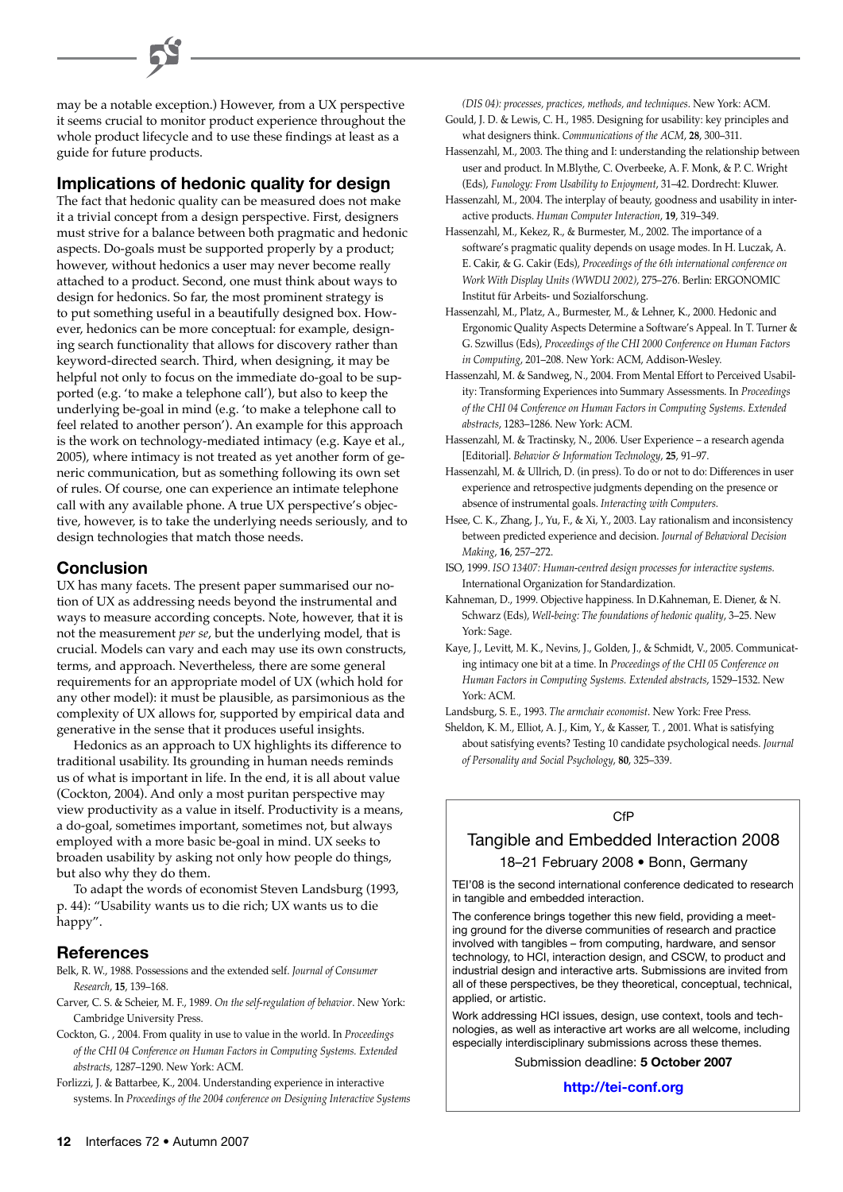may be a notable exception.) However, from a UX perspective it seems crucial to monitor product experience throughout the whole product lifecycle and to use these findings at least as a guide for future products.

## Implications of hedonic quality for design

The fact that hedonic quality can be measured does not make it a trivial concept from a design perspective. First, designers must strive for a balance between both pragmatic and hedonic aspects. Do-goals must be supported properly by a product; however, without hedonics a user may never become really attached to a product. Second, one must think about ways to design for hedonics. So far, the most prominent strategy is to put something useful in a beautifully designed box. However, hedonics can be more conceptual: for example, designing search functionality that allows for discovery rather than keyword-directed search. Third, when designing, it may be helpful not only to focus on the immediate do-goal to be supported (e.g. 'to make a telephone call'), but also to keep the underlying be-goal in mind (e.g. 'to make a telephone call to feel related to another person'). An example for this approach is the work on technology-mediated intimacy (e.g. Kaye et al., 2005), where intimacy is not treated as yet another form of generic communication, but as something following its own set of rules. Of course, one can experience an intimate telephone call with any available phone. A true UX perspective's objective, however, is to take the underlying needs seriously, and to design technologies that match those needs.

## Conclusion

UX has many facets. The present paper summarised our notion of UX as addressing needs beyond the instrumental and ways to measure according concepts. Note, however, that it is not the measurement *per se*, but the underlying model, that is crucial. Models can vary and each may use its own constructs, terms, and approach. Nevertheless, there are some general requirements for an appropriate model of UX (which hold for any other model): it must be plausible, as parsimonious as the complexity of UX allows for, supported by empirical data and generative in the sense that it produces useful insights.

Hedonics as an approach to UX highlights its difference to traditional usability. Its grounding in human needs reminds us of what is important in life. In the end, it is all about value (Cockton, 2004). And only a most puritan perspective may view productivity as a value in itself. Productivity is a means, a do-goal, sometimes important, sometimes not, but always employed with a more basic be-goal in mind. UX seeks to broaden usability by asking not only how people do things, but also why they do them.

To adapt the words of economist Steven Landsburg (1993, p. 44): "Usability wants us to die rich; UX wants us to die happy".

## References

Belk, R. W., 1988. Possessions and the extended self. *Journal of Consumer Research*, **15**, 139–168.

Carver, C. S. & Scheier, M. F., 1989. *On the self-regulation of behavior*. New York: Cambridge University Press.

Cockton, G. , 2004. From quality in use to value in the world. In *Proceedings of the CHI 04 Conference on Human Factors in Computing Systems. Extended abstracts*, 1287–1290. New York: ACM.

Forlizzi, J. & Battarbee, K., 2004. Understanding experience in interactive systems. In *Proceedings of the 2004 conference on Designing Interactive Systems (DIS 04): processes, practices, methods, and techniques*. New York: ACM.

Gould, J. D. & Lewis, C. H., 1985. Designing for usability: key principles and what designers think. *Communications of the ACM*, **28**, 300–311.

Hassenzahl, M., 2003. The thing and I: understanding the relationship between user and product. In M.Blythe, C. Overbeeke, A. F. Monk, & P. C. Wright (Eds), *Funology: From Usability to Enjoyment*, 31–42. Dordrecht: Kluwer.

Hassenzahl, M., 2004. The interplay of beauty, goodness and usability in interactive products. *Human Computer Interaction*, **19**, 319–349.

Hassenzahl, M., Kekez, R., & Burmester, M., 2002. The importance of a software's pragmatic quality depends on usage modes. In H. Luczak, A. E. Cakir, & G. Cakir (Eds), *Proceedings of the 6th international conference on Work With Display Units (WWDU 2002)*, 275–276. Berlin: ERGONOMIC Institut für Arbeits- und Sozialforschung.

Hassenzahl, M., Platz, A., Burmester, M., & Lehner, K., 2000. Hedonic and Ergonomic Quality Aspects Determine a Software's Appeal. In T. Turner & G. Szwillus (Eds), *Proceedings of the CHI 2000 Conference on Human Factors in Computing*, 201–208. New York: ACM, Addison-Wesley.

Hassenzahl, M. & Sandweg, N., 2004. From Mental Effort to Perceived Usability: Transforming Experiences into Summary Assessments. In *Proceedings of the CHI 04 Conference on Human Factors in Computing Systems. Extended abstracts*, 1283–1286. New York: ACM.

Hassenzahl, M. & Tractinsky, N., 2006. User Experience – a research agenda [Editorial]. *Behavior & Information Technology*, **25**, 91–97.

Hassenzahl, M. & Ullrich, D. (in press). To do or not to do: Differences in user experience and retrospective judgments depending on the presence or absence of instrumental goals. *Interacting with Computers.*

Hsee, C. K., Zhang, J., Yu, F., & Xi, Y., 2003. Lay rationalism and inconsistency between predicted experience and decision. *Journal of Behavioral Decision Making*, **16**, 257–272.

ISO, 1999. *ISO 13407: Human-centred design processes for interactive systems.* International Organization for Standardization.

Kahneman, D., 1999. Objective happiness. In D.Kahneman, E. Diener, & N. Schwarz (Eds), *Well-being: The foundations of hedonic quality*, 3–25. New York: Sage.

Kaye, J., Levitt, M. K., Nevins, J., Golden, J., & Schmidt, V., 2005. Communicating intimacy one bit at a time. In *Proceedings of the CHI 05 Conference on Human Factors in Computing Systems. Extended abstracts*, 1529–1532. New York: ACM.

Landsburg, S. E., 1993. *The armchair economist*. New York: Free Press.

Sheldon, K. M., Elliot, A. J., Kim, Y., & Kasser, T. , 2001. What is satisfying about satisfying events? Testing 10 candidate psychological needs. *Journal of Personality and Social Psychology*, **80**, 325–339.

---

CfP

### Tangible and Embedded Interaction 2008

18–21 February 2008 • Bonn, Germany

TEI'08 is the second international conference dedicated to research in tangible and embedded interaction.

The conference brings together this new field, providing a meeting ground for the diverse communities of research and practice involved with tangibles – from computing, hardware, and sensor technology, to HCI, interaction design, and CSCW, to product and industrial design and interactive arts. Submissions are invited from all of these perspectives, be they theoretical, conceptual, technical, applied, or artistic.

Work addressing HCI issues, design, use context, tools and technologies, as well as interactive art works are all welcome, including especially interdisciplinary submissions across these themes.

Submission deadline: **5 October 2007**

**http://tei-conf.org**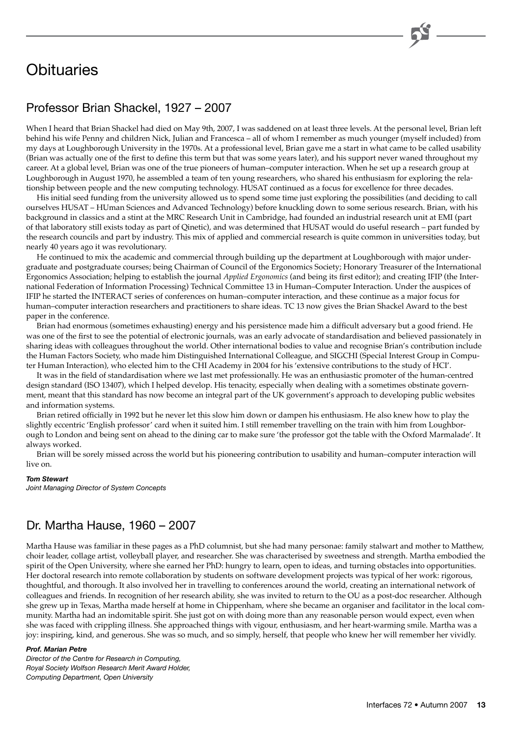# Obituaries

## Professor Brian Shackel, 1927 – 2007

When I heard that Brian Shackel had died on May 9th, 2007, I was saddened on at least three levels. At the personal level, Brian left behind his wife Penny and children Nick, Julian and Francesca – all of whom I remember as much younger (myself included) from my days at Loughborough University in the 1970s. At a professional level, Brian gave me a start in what came to be called usability (Brian was actually one of the first to define this term but that was some years later), and his support never waned throughout my career. At a global level, Brian was one of the true pioneers of human–computer interaction. When he set up a research group at Loughborough in August 1970, he assembled a team of ten young researchers, who shared his enthusiasm for exploring the relationship between people and the new computing technology. HUSAT continued as a focus for excellence for three decades.

His initial seed funding from the university allowed us to spend some time just exploring the possibilities (and deciding to call ourselves HUSAT – HUman Sciences and Advanced Technology) before knuckling down to some serious research. Brian, with his background in classics and a stint at the MRC Research Unit in Cambridge, had founded an industrial research unit at EMI (part of that laboratory still exists today as part of Qinetic), and was determined that HUSAT would do useful research – part funded by the research councils and part by industry. This mix of applied and commercial research is quite common in universities today, but nearly 40 years ago it was revolutionary.

He continued to mix the academic and commercial through building up the department at Loughborough with major undergraduate and postgraduate courses; being Chairman of Council of the Ergonomics Society; Honorary Treasurer of the International Ergonomics Association; helping to establish the journal *Applied Ergonomics* (and being its first editor); and creating IFIP (the International Federation of Information Processing) Technical Committee 13 in Human–Computer Interaction. Under the auspices of IFIP he started the INTERACT series of conferences on human–computer interaction, and these continue as a major focus for human–computer interaction researchers and practitioners to share ideas. TC 13 now gives the Brian Shackel Award to the best paper in the conference.

Brian had enormous (sometimes exhausting) energy and his persistence made him a difficult adversary but a good friend. He was one of the first to see the potential of electronic journals, was an early advocate of standardisation and believed passionately in sharing ideas with colleagues throughout the world. Other international bodies to value and recognise Brian's contribution include the Human Factors Society, who made him Distinguished International Colleague, and SIGCHI (Special Interest Group in Computer Human Interaction), who elected him to the CHI Academy in 2004 for his 'extensive contributions to the study of HCI'.

It was in the field of standardisation where we last met professionally. He was an enthusiastic promoter of the human-centred design standard (ISO 13407), which I helped develop. His tenacity, especially when dealing with a sometimes obstinate government, meant that this standard has now become an integral part of the UK government's approach to developing public websites and information systems.

Brian retired officially in 1992 but he never let this slow him down or dampen his enthusiasm. He also knew how to play the slightly eccentric 'English professor' card when it suited him. I still remember travelling on the train with him from Loughborough to London and being sent on ahead to the dining car to make sure 'the professor got the table with the Oxford Marmalade'. It always worked.

Brian will be sorely missed across the world but his pioneering contribution to usability and human–computer interaction will live on.

***Tom Stewart***
*Joint Managing Director of System Concepts*

## Dr. Martha Hause, 1960 – 2007

Martha Hause was familiar in these pages as a PhD columnist, but she had many personae: family stalwart and mother to Matthew, choir leader, collage artist, volleyball player, and researcher. She was characterised by sweetness and strength. Martha embodied the spirit of the Open University, where she earned her PhD: hungry to learn, open to ideas, and turning obstacles into opportunities. Her doctoral research into remote collaboration by students on software development projects was typical of her work: rigorous, thoughtful, and thorough. It also involved her in travelling to conferences around the world, creating an international network of colleagues and friends. In recognition of her research ability, she was invited to return to the OU as a post-doc researcher. Although she grew up in Texas, Martha made herself at home in Chippenham, where she became an organiser and facilitator in the local community. Martha had an indomitable spirit. She just got on with doing more than any reasonable person would expect, even when she was faced with crippling illness. She approached things with vigour, enthusiasm, and her heart-warming smile. Martha was a joy: inspiring, kind, and generous. She was so much, and so simply, herself, that people who knew her will remember her vividly.

***Prof. Marian Petre***
*Director of the Centre for Research in Computing,*
*Royal Society Wolfson Research Merit Award Holder,*
*Computing Department, Open University*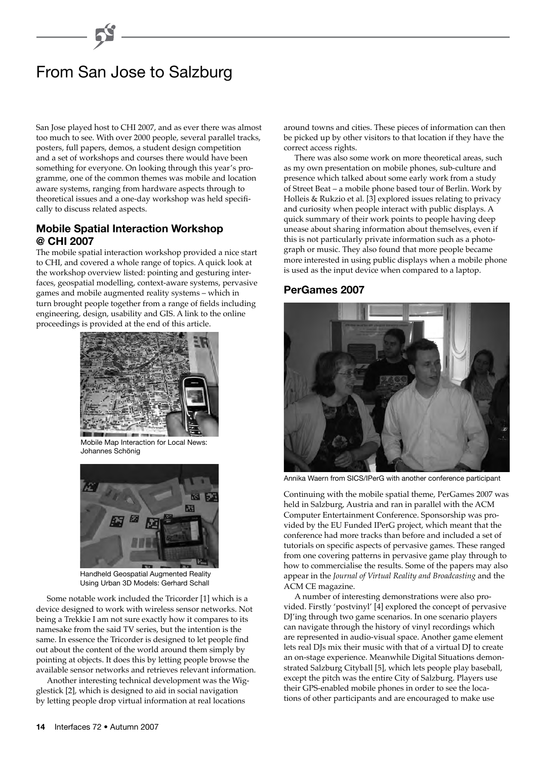# From San Jose to Salzburg

San Jose played host to CHI 2007, and as ever there was almost too much to see. With over 2000 people, several parallel tracks, posters, full papers, demos, a student design competition and a set of workshops and courses there would have been something for everyone. On looking through this year's programme, one of the common themes was mobile and location aware systems, ranging from hardware aspects through to theoretical issues and a one-day workshop was held specifically to discuss related aspects.

## Mobile Spatial Interaction Workshop @ CHI 2007

The mobile spatial interaction workshop provided a nice start to CHI, and covered a whole range of topics. A quick look at the workshop overview listed: pointing and gesturing interfaces, geospatial modelling, context-aware systems, pervasive games and mobile augmented reality systems – which in turn brought people together from a range of fields including engineering, design, usability and GIS. A link to the online proceedings is provided at the end of this article.

Mobile Map Interaction for Local News: Johannes Schönig

Handheld Geospatial Augmented Reality Using Urban 3D Models: Gerhard Schall

Some notable work included the Tricorder [1] which is a device designed to work with wireless sensor networks. Not being a Trekkie I am not sure exactly how it compares to its namesake from the said TV series, but the intention is the same. In essence the Tricorder is designed to let people find out about the content of the world around them simply by pointing at objects. It does this by letting people browse the available sensor networks and retrieves relevant information.

Another interesting technical development was the Wigglestick [2], which is designed to aid in social navigation by letting people drop virtual information at real locations around towns and cities. These pieces of information can then be picked up by other visitors to that location if they have the correct access rights.

There was also some work on more theoretical areas, such as my own presentation on mobile phones, sub-culture and presence which talked about some early work from a study of Street Beat – a mobile phone based tour of Berlin. Work by Holleis & Rukzio et al. [3] explored issues relating to privacy and curiosity when people interact with public displays. A quick summary of their work points to people having deep unease about sharing information about themselves, even if this is not particularly private information such as a photograph or music. They also found that more people became more interested in using public displays when a mobile phone is used as the input device when compared to a laptop.

## PerGames 2007

Annika Waern from SICS/IPerG with another conference participant

Continuing with the mobile spatial theme, PerGames 2007 was held in Salzburg, Austria and ran in parallel with the ACM Computer Entertainment Conference. Sponsorship was provided by the EU Funded IPerG project, which meant that the conference had more tracks than before and included a set of tutorials on specific aspects of pervasive games. These ranged from one covering patterns in pervasive game play through to how to commercialise the results. Some of the papers may also appear in the *Journal of Virtual Reality and Broadcasting* and the ACM CE magazine.

A number of interesting demonstrations were also provided. Firstly 'postvinyl' [4] explored the concept of pervasive DJ'ing through two game scenarios. In one scenario players can navigate through the history of vinyl recordings which are represented in audio-visual space. Another game element lets real DJs mix their music with that of a virtual DJ to create an on-stage experience. Meanwhile Digital Situations demonstrated Salzburg Cityball [5], which lets people play baseball, except the pitch was the entire City of Salzburg. Players use their GPS-enabled mobile phones in order to see the locations of other participants and are encouraged to make use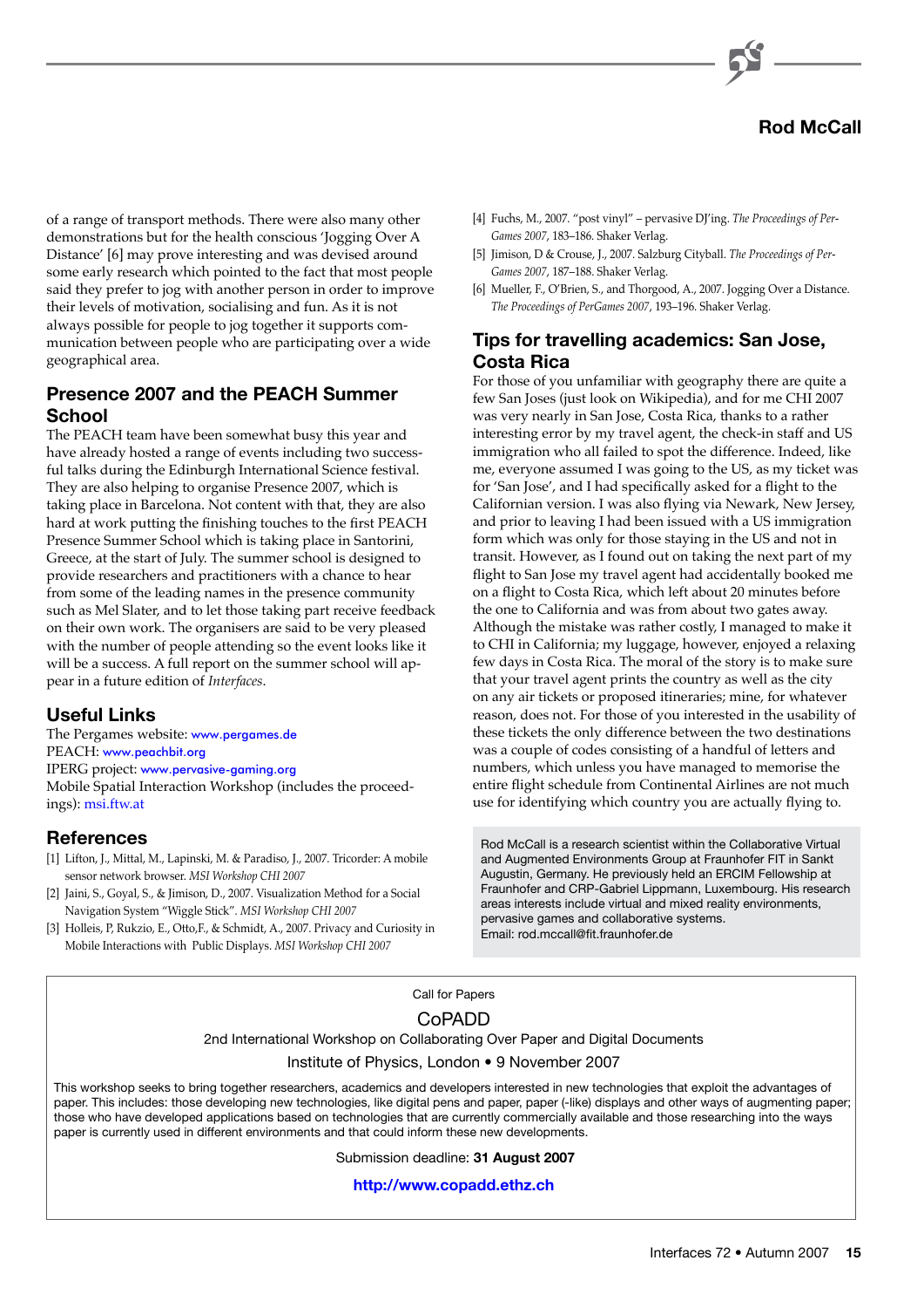of a range of transport methods. There were also many other demonstrations but for the health conscious 'Jogging Over A Distance' [6] may prove interesting and was devised around some early research which pointed to the fact that most people said they prefer to jog with another person in order to improve their levels of motivation, socialising and fun. As it is not always possible for people to jog together it supports communication between people who are participating over a wide geographical area.

## Presence 2007 and the PEACH Summer School

The PEACH team have been somewhat busy this year and have already hosted a range of events including two successful talks during the Edinburgh International Science festival. They are also helping to organise Presence 2007, which is taking place in Barcelona. Not content with that, they are also hard at work putting the finishing touches to the first PEACH Presence Summer School which is taking place in Santorini, Greece, at the start of July. The summer school is designed to provide researchers and practitioners with a chance to hear from some of the leading names in the presence community such as Mel Slater, and to let those taking part receive feedback on their own work. The organisers are said to be very pleased with the number of people attending so the event looks like it will be a success. A full report on the summer school will appear in a future edition of *Interfaces*.

## Useful Links

The Pergames website: www.pergames.de
PEACH: www.peachbit.org
IPERG project: www.pervasive-gaming.org
Mobile Spatial Interaction Workshop (includes the proceedings): msi.ftw.at

## References

[1] Lifton, J., Mittal, M., Lapinski, M. & Paradiso, J., 2007. Tricorder: A mobile sensor network browser. *MSI Workshop CHI 2007*

[2] Jaini, S., Goyal, S., & Jimison, D., 2007. Visualization Method for a Social Navigation System "Wiggle Stick". *MSI Workshop CHI 2007*

[3] Holleis, P, Rukzio, E., Otto,F., & Schmidt, A., 2007. Privacy and Curiosity in Mobile Interactions with Public Displays. *MSI Workshop CHI 2007*

[4] Fuchs, M., 2007. "post vinyl" – pervasive DJ'ing. *The Proceedings of PerGames 2007*, 183–186. Shaker Verlag.

[5] Jimison, D & Crouse, J., 2007. Salzburg Cityball. *The Proceedings of PerGames 2007*, 187–188. Shaker Verlag.

[6] Mueller, F., O'Brien, S., and Thorgood, A., 2007. Jogging Over a Distance. *The Proceedings of PerGames 2007*, 193–196. Shaker Verlag.

## Tips for travelling academics: San Jose, Costa Rica

For those of you unfamiliar with geography there are quite a few San Joses (just look on Wikipedia), and for me CHI 2007 was very nearly in San Jose, Costa Rica, thanks to a rather interesting error by my travel agent, the check-in staff and US immigration who all failed to spot the difference. Indeed, like me, everyone assumed I was going to the US, as my ticket was for 'San Jose', and I had specifically asked for a flight to the Californian version. I was also flying via Newark, New Jersey, and prior to leaving I had been issued with a US immigration form which was only for those staying in the US and not in transit. However, as I found out on taking the next part of my flight to San Jose my travel agent had accidentally booked me on a flight to Costa Rica, which left about 20 minutes before the one to California and was from about two gates away. Although the mistake was rather costly, I managed to make it to CHI in California; my luggage, however, enjoyed a relaxing few days in Costa Rica. The moral of the story is to make sure that your travel agent prints the country as well as the city on any air tickets or proposed itineraries; mine, for whatever reason, does not. For those of you interested in the usability of these tickets the only difference between the two destinations was a couple of codes consisting of a handful of letters and numbers, which unless you have managed to memorise the entire flight schedule from Continental Airlines are not much use for identifying which country you are actually flying to.

Rod McCall is a research scientist within the Collaborative Virtual and Augmented Environments Group at Fraunhofer FIT in Sankt Augustin, Germany. He previously held an ERCIM Fellowship at Fraunhofer and CRP-Gabriel Lippmann, Luxembourg. His research areas interests include virtual and mixed reality environments, pervasive games and collaborative systems.
Email: rod.mccall@fit.fraunhofer.de

---

Call for Papers

**CoPADD**

2nd International Workshop on Collaborating Over Paper and Digital Documents

Institute of Physics, London • 9 November 2007

This workshop seeks to bring together researchers, academics and developers interested in new technologies that exploit the advantages of paper. This includes: those developing new technologies, like digital pens and paper, paper (-like) displays and other ways of augmenting paper; those who have developed applications based on technologies that are currently commercially available and those researching into the ways paper is currently used in different environments and that could inform these new developments.

Submission deadline: **31 August 2007**

**http://www.copadd.ethz.ch**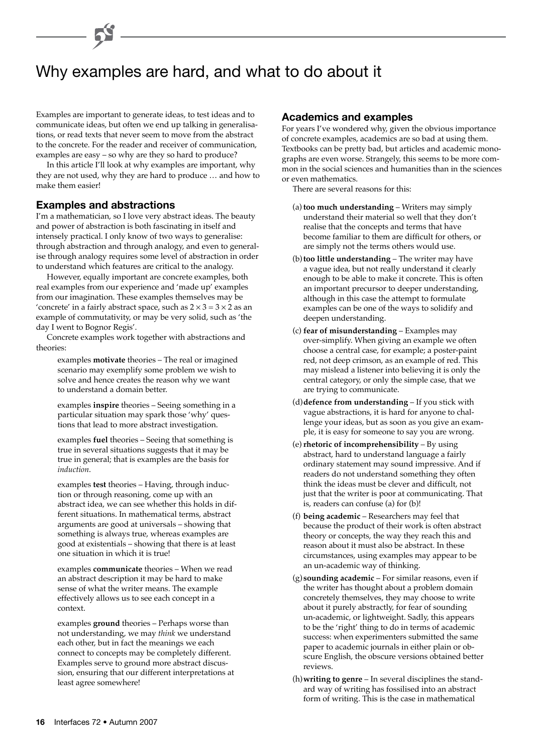# Why examples are hard, and what to do about it

Examples are important to generate ideas, to test ideas and to communicate ideas, but often we end up talking in generalisations, or read texts that never seem to move from the abstract to the concrete. For the reader and receiver of communication, examples are easy – so why are they so hard to produce?

In this article I'll look at why examples are important, why they are not used, why they are hard to produce … and how to make them easier!

## Examples and abstractions

I'm a mathematician, so I love very abstract ideas. The beauty and power of abstraction is both fascinating in itself and intensely practical. I only know of two ways to generalise: through abstraction and through analogy, and even to generalise through analogy requires some level of abstraction in order to understand which features are critical to the analogy.

However, equally important are concrete examples, both real examples from our experience and 'made up' examples from our imagination. These examples themselves may be 'concrete' in a fairly abstract space, such as $2 \times 3 = 3 \times 2$ as an example of commutativity, or may be very solid, such as 'the day I went to Bognor Regis'.

Concrete examples work together with abstractions and theories:

examples **motivate** theories – The real or imagined scenario may exemplify some problem we wish to solve and hence creates the reason why we want to understand a domain better.

examples **inspire** theories – Seeing something in a particular situation may spark those 'why' questions that lead to more abstract investigation.

examples **fuel** theories – Seeing that something is true in several situations suggests that it may be true in general; that is examples are the basis for *induction*.

examples **test** theories – Having, through induction or through reasoning, come up with an abstract idea, we can see whether this holds in different situations. In mathematical terms, abstract arguments are good at universals – showing that something is always true, whereas examples are good at existentials – showing that there is at least one situation in which it is true!

examples **communicate** theories – When we read an abstract description it may be hard to make sense of what the writer means. The example effectively allows us to see each concept in a context.

examples **ground** theories – Perhaps worse than not understanding, we may *think* we understand each other, but in fact the meanings we each connect to concepts may be completely different. Examples serve to ground more abstract discussion, ensuring that our different interpretations at least agree somewhere!

## Academics and examples

For years I've wondered why, given the obvious importance of concrete examples, academics are so bad at using them. Textbooks can be pretty bad, but articles and academic monographs are even worse. Strangely, this seems to be more common in the social sciences and humanities than in the sciences or even mathematics.

There are several reasons for this:

(a) **too much understanding** – Writers may simply understand their material so well that they don't realise that the concepts and terms that have become familiar to them are difficult for others, or are simply not the terms others would use.

(b) **too little understanding** – The writer may have a vague idea, but not really understand it clearly enough to be able to make it concrete. This is often an important precursor to deeper understanding, although in this case the attempt to formulate examples can be one of the ways to solidify and deepen understanding.

(c) **fear of misunderstanding** – Examples may over-simplify. When giving an example we often choose a central case, for example; a poster-paint red, not deep crimson, as an example of red. This may mislead a listener into believing it is only the central category, or only the simple case, that we are trying to communicate.

(d) **defence from understanding** – If you stick with vague abstractions, it is hard for anyone to challenge your ideas, but as soon as you give an example, it is easy for someone to say you are wrong.

(e) **rhetoric of incomprehensibility** – By using abstract, hard to understand language a fairly ordinary statement may sound impressive. And if readers do not understand something they often think the ideas must be clever and difficult, not just that the writer is poor at communicating. That is, readers can confuse (a) for (b)!

(f) **being academic** – Researchers may feel that because the product of their work is often abstract theory or concepts, the way they reach this and reason about it must also be abstract. In these circumstances, using examples may appear to be an un-academic way of thinking.

(g) **sounding academic** – For similar reasons, even if the writer has thought about a problem domain concretely themselves, they may choose to write about it purely abstractly, for fear of sounding un-academic, or lightweight. Sadly, this appears to be the 'right' thing to do in terms of academic success: when experimenters submitted the same paper to academic journals in either plain or obscure English, the obscure versions obtained better reviews.

(h) **writing to genre** – In several disciplines the standard way of writing has fossilised into an abstract form of writing. This is the case in mathematical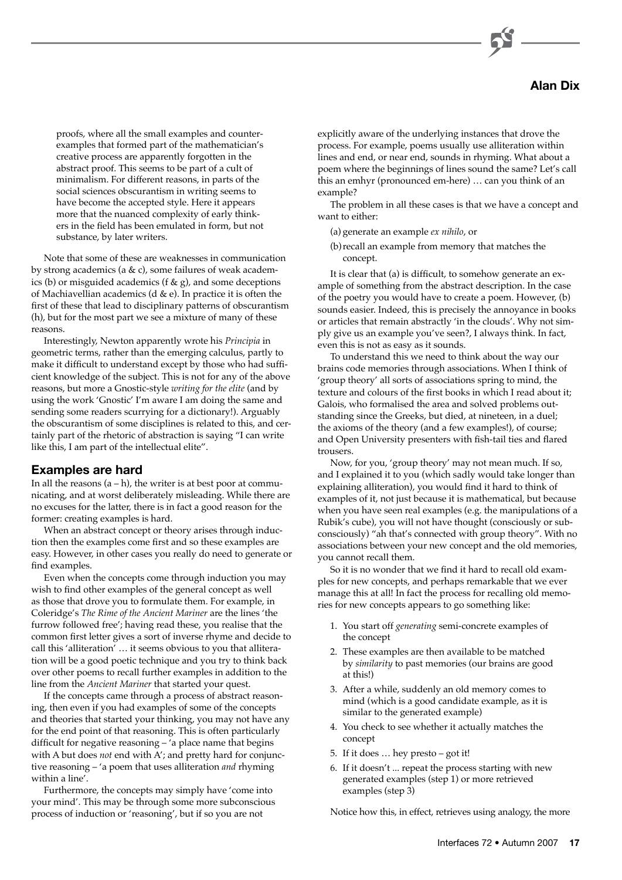proofs, where all the small examples and counter-examples that formed part of the mathematician's creative process are apparently forgotten in the abstract proof. This seems to be part of a cult of minimalism. For different reasons, in parts of the social sciences obscurantism in writing seems to have become the accepted style. Here it appears more that the nuanced complexity of early thinkers in the field has been emulated in form, but not substance, by later writers.

Note that some of these are weaknesses in communication by strong academics (a & c), some failures of weak academics (b) or misguided academics (f & g), and some deceptions of Machiavellian academics (d & e). In practice it is often the first of these that lead to disciplinary patterns of obscurantism (h), but for the most part we see a mixture of many of these reasons.

Interestingly, Newton apparently wrote his *Principia* in geometric terms, rather than the emerging calculus, partly to make it difficult to understand except by those who had sufficient knowledge of the subject. This is not for any of the above reasons, but more a Gnostic-style *writing for the elite* (and by using the work 'Gnostic' I'm aware I am doing the same and sending some readers scurrying for a dictionary!). Arguably the obscurantism of some disciplines is related to this, and certainly part of the rhetoric of abstraction is saying "I can write like this, I am part of the intellectual elite".

## Examples are hard

In all the reasons (a – h), the writer is at best poor at communicating, and at worst deliberately misleading. While there are no excuses for the latter, there is in fact a good reason for the former: creating examples is hard.

When an abstract concept or theory arises through induction then the examples come first and so these examples are easy. However, in other cases you really do need to generate or find examples.

Even when the concepts come through induction you may wish to find other examples of the general concept as well as those that drove you to formulate them. For example, in Coleridge's *The Rime of the Ancient Mariner* are the lines 'the furrow followed free'; having read these, you realise that the common first letter gives a sort of inverse rhyme and decide to call this 'alliteration' … it seems obvious to you that alliteration will be a good poetic technique and you try to think back over other poems to recall further examples in addition to the line from the *Ancient Mariner* that started your quest.

If the concepts came through a process of abstract reasoning, then even if you had examples of some of the concepts and theories that started your thinking, you may not have any for the end point of that reasoning. This is often particularly difficult for negative reasoning – 'a place name that begins with A but does *not* end with A'; and pretty hard for conjunctive reasoning – 'a poem that uses alliteration *and* rhyming within a line'.

Furthermore, the concepts may simply have 'come into your mind'. This may be through some more subconscious process of induction or 'reasoning', but if so you are not explicitly aware of the underlying instances that drove the process. For example, poems usually use alliteration within lines and end, or near end, sounds in rhyming. What about a poem where the beginnings of lines sound the same? Let's call this an emhyr (pronounced em-here) … can you think of an example?

The problem in all these cases is that we have a concept and want to either:

(a) generate an example *ex nihilo*, or

(b) recall an example from memory that matches the concept.

It is clear that (a) is difficult, to somehow generate an example of something from the abstract description. In the case of the poetry you would have to create a poem. However, (b) sounds easier. Indeed, this is precisely the annoyance in books or articles that remain abstractly 'in the clouds'. Why not simply give us an example you've seen?, I always think. In fact, even this is not as easy as it sounds.

To understand this we need to think about the way our brains code memories through associations. When I think of 'group theory' all sorts of associations spring to mind, the texture and colours of the first books in which I read about it; Galois, who formalised the area and solved problems outstanding since the Greeks, but died, at nineteen, in a duel; the axioms of the theory (and a few examples!), of course; and Open University presenters with fish-tail ties and flared trousers.

Now, for you, 'group theory' may not mean much. If so, and I explained it to you (which sadly would take longer than explaining alliteration), you would find it hard to think of examples of it, not just because it is mathematical, but because when you have seen real examples (e.g. the manipulations of a Rubik's cube), you will not have thought (consciously or subconsciously) "ah that's connected with group theory". With no associations between your new concept and the old memories, you cannot recall them.

So it is no wonder that we find it hard to recall old examples for new concepts, and perhaps remarkable that we ever manage this at all! In fact the process for recalling old memories for new concepts appears to go something like:

1. You start off *generating* semi-concrete examples of the concept
2. These examples are then available to be matched by *similarity* to past memories (our brains are good at this!)
3. After a while, suddenly an old memory comes to mind (which is a good candidate example, as it is similar to the generated example)
4. You check to see whether it actually matches the concept
5. If it does … hey presto – got it!
6. If it doesn't ... repeat the process starting with new generated examples (step 1) or more retrieved examples (step 3)

Notice how this, in effect, retrieves using analogy, the more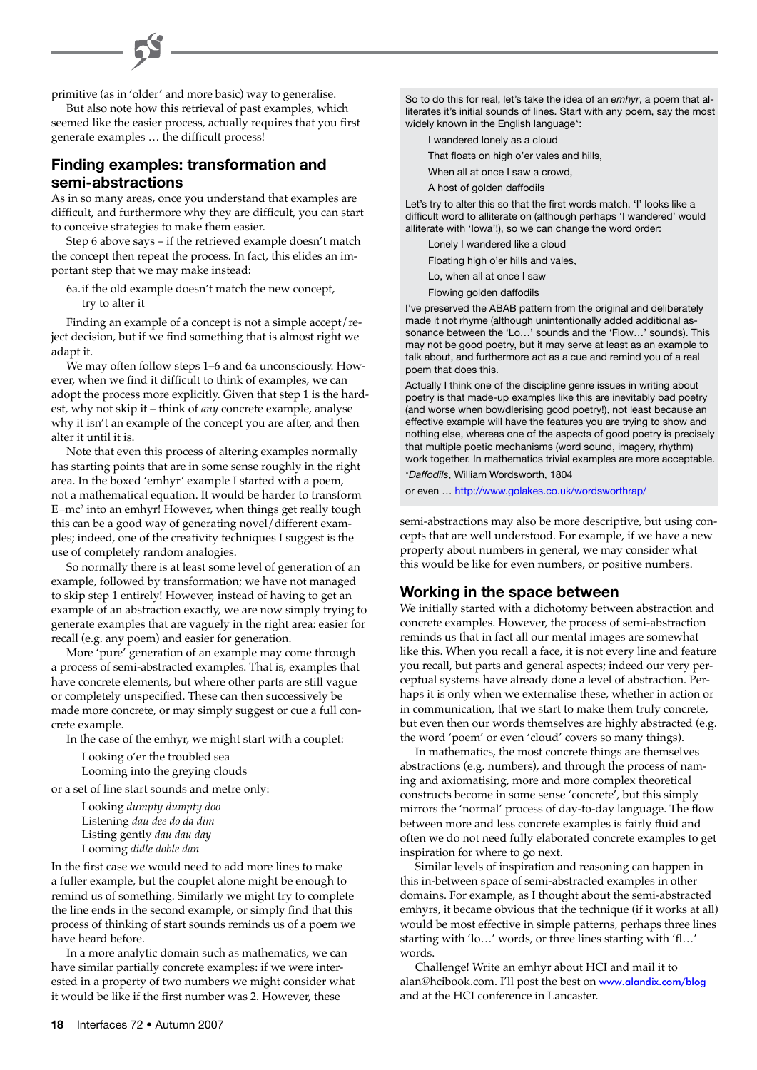primitive (as in 'older' and more basic) way to generalise.

But also note how this retrieval of past examples, which seemed like the easier process, actually requires that you first generate examples … the difficult process!

## Finding examples: transformation and semi-abstractions

As in so many areas, once you understand that examples are difficult, and furthermore why they are difficult, you can start to conceive strategies to make them easier.

Step 6 above says – if the retrieved example doesn't match the concept then repeat the process. In fact, this elides an important step that we may make instead:

> 6a. if the old example doesn't match the new concept, try to alter it

Finding an example of a concept is not a simple accept/reject decision, but if we find something that is almost right we adapt it.

We may often follow steps 1–6 and 6a unconsciously. However, when we find it difficult to think of examples, we can adopt the process more explicitly. Given that step 1 is the hardest, why not skip it – think of *any* concrete example, analyse why it isn't an example of the concept you are after, and then alter it until it is.

Note that even this process of altering examples normally has starting points that are in some sense roughly in the right area. In the boxed 'emhyr' example I started with a poem, not a mathematical equation. It would be harder to transform $E=mc^2$ into an emhyr! However, when things get really tough this can be a good way of generating novel/different examples; indeed, one of the creativity techniques I suggest is the use of completely random analogies.

So normally there is at least some level of generation of an example, followed by transformation; we have not managed to skip step 1 entirely! However, instead of having to get an example of an abstraction exactly, we are now simply trying to generate examples that are vaguely in the right area: easier for recall (e.g. any poem) and easier for generation.

More 'pure' generation of an example may come through a process of semi-abstracted examples. That is, examples that have concrete elements, but where other parts are still vague or completely unspecified. These can then successively be made more concrete, or may simply suggest or cue a full concrete example.

In the case of the emhyr, we might start with a couplet:

> Looking o'er the troubled sea
> Looming into the greying clouds

or a set of line start sounds and metre only:

> Looking *dumpty dumpty doo*
> Listening *dau dee do da dim*
> Listing gently *dau dau day*
> Looming *didle doble dan*

In the first case we would need to add more lines to make a fuller example, but the couplet alone might be enough to remind us of something. Similarly we might try to complete the line ends in the second example, or simply find that this process of thinking of start sounds reminds us of a poem we have heard before.

In a more analytic domain such as mathematics, we can have similar partially concrete examples: if we were interested in a property of two numbers we might consider what it would be like if the first number was 2. However, these semi-abstractions may also be more descriptive, but using concepts that are well understood. For example, if we have a new property about numbers in general, we may consider what this would be like for even numbers, or positive numbers.

## Working in the space between

We initially started with a dichotomy between abstraction and concrete examples. However, the process of semi-abstraction reminds us that in fact all our mental images are somewhat like this. When you recall a face, it is not every line and feature you recall, but parts and general aspects; indeed our very perceptual systems have already done a level of abstraction. Perhaps it is only when we externalise these, whether in action or in communication, that we start to make them truly concrete, but even then our words themselves are highly abstracted (e.g. the word 'poem' or even 'cloud' covers so many things).

In mathematics, the most concrete things are themselves abstractions (e.g. numbers), and through the process of naming and axiomatising, more and more complex theoretical constructs become in some sense 'concrete', but this simply mirrors the 'normal' process of day-to-day language. The flow between more and less concrete examples is fairly fluid and often we do not need fully elaborated concrete examples to get inspiration for where to go next.

Similar levels of inspiration and reasoning can happen in this in-between space of semi-abstracted examples in other domains. For example, as I thought about the semi-abstracted emhyrs, it became obvious that the technique (if it works at all) would be most effective in simple patterns, perhaps three lines starting with 'lo…' words, or three lines starting with 'fl…' words.

Challenge! Write an emhyr about HCI and mail it to alan@hcibook.com. I'll post the best on www.alandix.com/blog and at the HCI conference in Lancaster.

---

So to do this for real, let's take the idea of an *emhyr*, a poem that alliterates it's initial sounds of lines. Start with any poem, say the most widely known in the English language*:

> I wandered lonely as a cloud
> That floats on high o'er vales and hills,
> When all at once I saw a crowd,
> A host of golden daffodils

Let's try to alter this so that the first words match. 'I' looks like a difficult word to alliterate on (although perhaps 'I wandered' would alliterate with 'Iowa'!), so we can change the word order:

> Lonely I wandered like a cloud
> Floating high o'er hills and vales,
> Lo, when all at once I saw
> Flowing golden daffodils

I've preserved the ABAB pattern from the original and deliberately made it not rhyme (although unintentionally added additional assonance between the 'Lo…' sounds and the 'Flow…' sounds). This may not be good poetry, but it may serve at least as an example to talk about, and furthermore act as a cue and remind you of a real poem that does this.

Actually I think one of the discipline genre issues in writing about poetry is that made-up examples like this are inevitably bad poetry (and worse when bowdlerising good poetry!), not least because an effective example will have the features you are trying to show and nothing else, whereas one of the aspects of good poetry is precisely that multiple poetic mechanisms (word sound, imagery, rhythm) work together. In mathematics trivial examples are more acceptable.

*\*Daffodils*, William Wordsworth, 1804

or even … http://www.golakes.co.uk/wordsworthrap/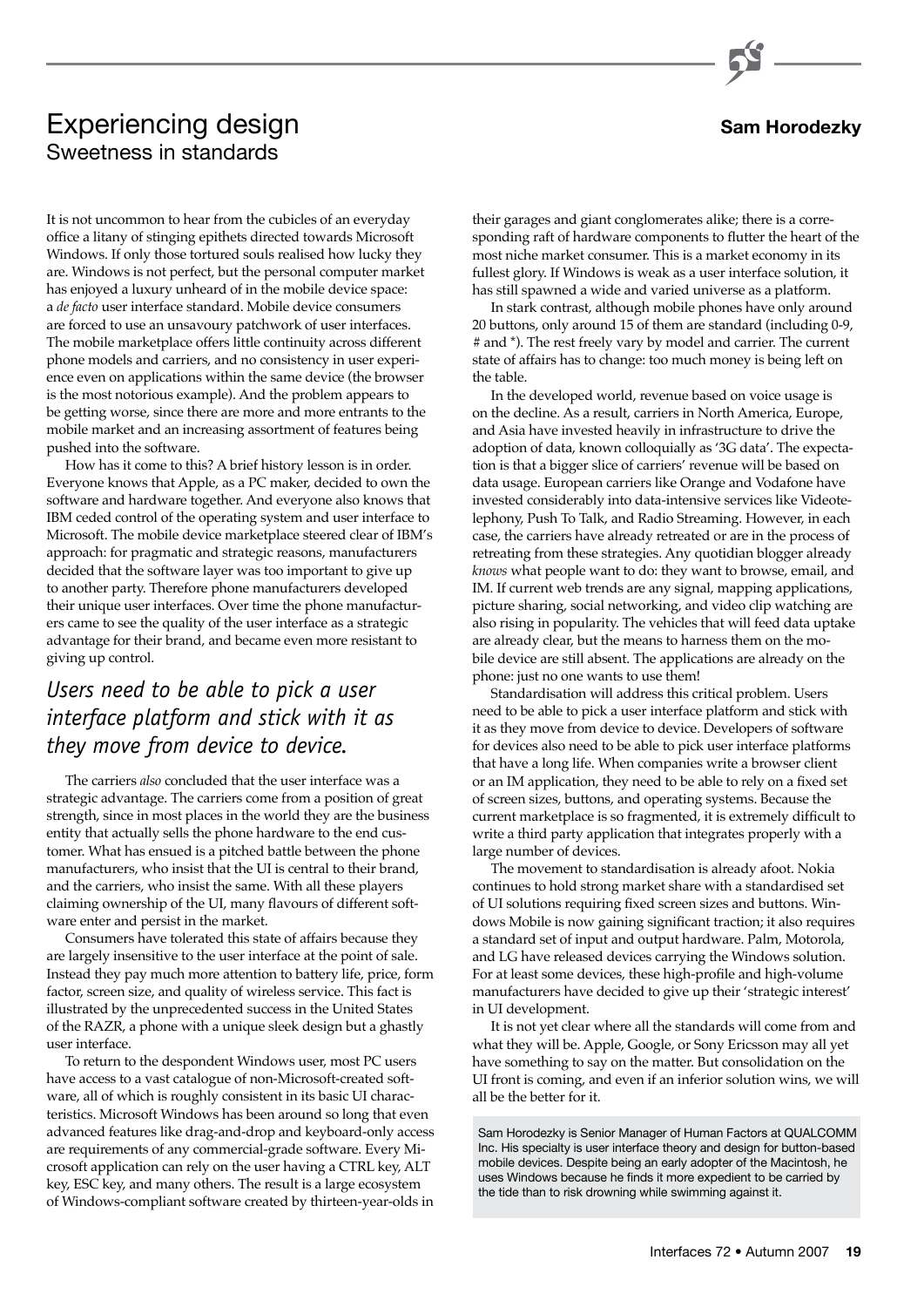# Experiencing design

## Sweetness in standards

**Sam Horodezky**

It is not uncommon to hear from the cubicles of an everyday office a litany of stinging epithets directed towards Microsoft Windows. If only those tortured souls realised how lucky they are. Windows is not perfect, but the personal computer market has enjoyed a luxury unheard of in the mobile device space: a *de facto* user interface standard. Mobile device consumers are forced to use an unsavoury patchwork of user interfaces. The mobile marketplace offers little continuity across different phone models and carriers, and no consistency in user experience even on applications within the same device (the browser is the most notorious example). And the problem appears to be getting worse, since there are more and more entrants to the mobile market and an increasing assortment of features being pushed into the software.

How has it come to this? A brief history lesson is in order. Everyone knows that Apple, as a PC maker, decided to own the software and hardware together. And everyone also knows that IBM ceded control of the operating system and user interface to Microsoft. The mobile device marketplace steered clear of IBM's approach: for pragmatic and strategic reasons, manufacturers decided that the software layer was too important to give up to another party. Therefore phone manufacturers developed their unique user interfaces. Over time the phone manufacturers came to see the quality of the user interface as a strategic advantage for their brand, and became even more resistant to giving up control.

*Users need to be able to pick a user interface platform and stick with it as they move from device to device.*

The carriers *also* concluded that the user interface was a strategic advantage. The carriers come from a position of great strength, since in most places in the world they are the business entity that actually sells the phone hardware to the end customer. What has ensued is a pitched battle between the phone manufacturers, who insist that the UI is central to their brand, and the carriers, who insist the same. With all these players claiming ownership of the UI, many flavours of different software enter and persist in the market.

Consumers have tolerated this state of affairs because they are largely insensitive to the user interface at the point of sale. Instead they pay much more attention to battery life, price, form factor, screen size, and quality of wireless service. This fact is illustrated by the unprecedented success in the United States of the RAZR, a phone with a unique sleek design but a ghastly user interface.

To return to the despondent Windows user, most PC users have access to a vast catalogue of non-Microsoft-created software, all of which is roughly consistent in its basic UI characteristics. Microsoft Windows has been around so long that even advanced features like drag-and-drop and keyboard-only access are requirements of any commercial-grade software. Every Microsoft application can rely on the user having a CTRL key, ALT key, ESC key, and many others. The result is a large ecosystem of Windows-compliant software created by thirteen-year-olds in their garages and giant conglomerates alike; there is a corresponding raft of hardware components to flutter the heart of the most niche market consumer. This is a market economy in its fullest glory. If Windows is weak as a user interface solution, it has still spawned a wide and varied universe as a platform.

In stark contrast, although mobile phones have only around 20 buttons, only around 15 of them are standard (including 0-9, # and *). The rest freely vary by model and carrier. The current state of affairs has to change: too much money is being left on the table.

In the developed world, revenue based on voice usage is on the decline. As a result, carriers in North America, Europe, and Asia have invested heavily in infrastructure to drive the adoption of data, known colloquially as '3G data'. The expectation is that a bigger slice of carriers' revenue will be based on data usage. European carriers like Orange and Vodafone have invested considerably into data-intensive services like Videotelephony, Push To Talk, and Radio Streaming. However, in each case, the carriers have already retreated or are in the process of retreating from these strategies. Any quotidian blogger already *knows* what people want to do: they want to browse, email, and IM. If current web trends are any signal, mapping applications, picture sharing, social networking, and video clip watching are also rising in popularity. The vehicles that will feed data uptake are already clear, but the means to harness them on the mobile device are still absent. The applications are already on the phone: just no one wants to use them!

Standardisation will address this critical problem. Users need to be able to pick a user interface platform and stick with it as they move from device to device. Developers of software for devices also need to be able to pick user interface platforms that have a long life. When companies write a browser client or an IM application, they need to be able to rely on a fixed set of screen sizes, buttons, and operating systems. Because the current marketplace is so fragmented, it is extremely difficult to write a third party application that integrates properly with a large number of devices.

The movement to standardisation is already afoot. Nokia continues to hold strong market share with a standardised set of UI solutions requiring fixed screen sizes and buttons. Windows Mobile is now gaining significant traction; it also requires a standard set of input and output hardware. Palm, Motorola, and LG have released devices carrying the Windows solution. For at least some devices, these high-profile and high-volume manufacturers have decided to give up their 'strategic interest' in UI development.

It is not yet clear where all the standards will come from and what they will be. Apple, Google, or Sony Ericsson may all yet have something to say on the matter. But consolidation on the UI front is coming, and even if an inferior solution wins, we will all be the better for it.

Sam Horodezky is Senior Manager of Human Factors at QUALCOMM Inc. His specialty is user interface theory and design for button-based mobile devices. Despite being an early adopter of the Macintosh, he uses Windows because he finds it more expedient to be carried by the tide than to risk drowning while swimming against it.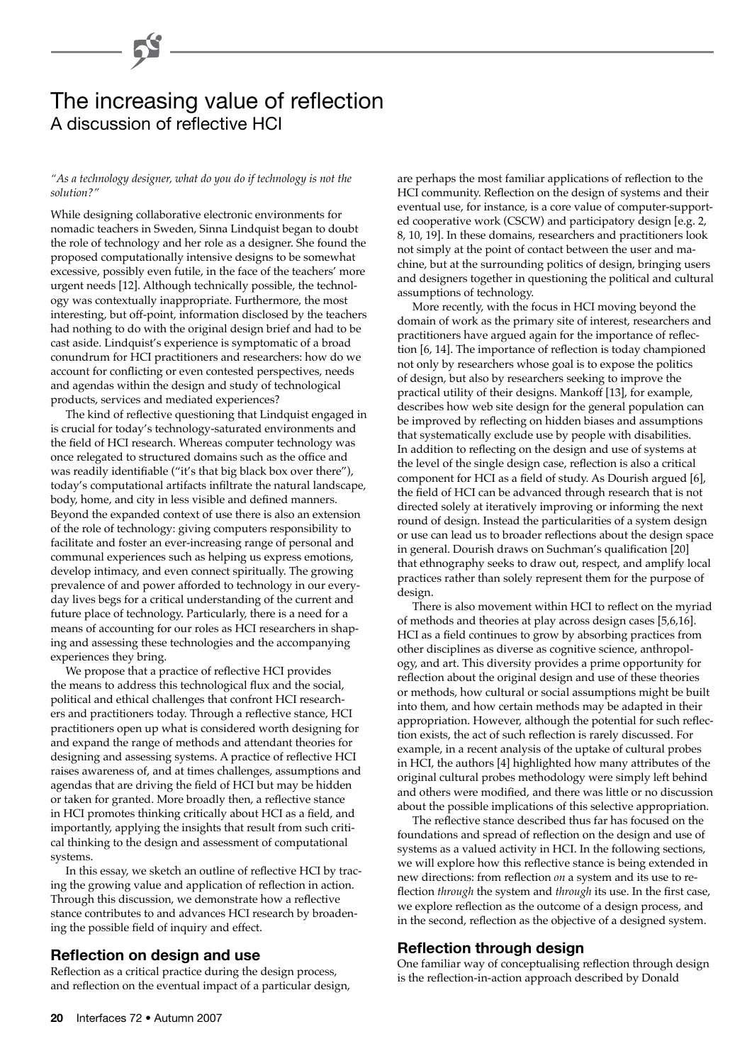# The increasing value of reflection

## A discussion of reflective HCI

*"As a technology designer, what do you do if technology is not the solution?"*

While designing collaborative electronic environments for nomadic teachers in Sweden, Sinna Lindquist began to doubt the role of technology and her role as a designer. She found the proposed computationally intensive designs to be somewhat excessive, possibly even futile, in the face of the teachers' more urgent needs [12]. Although technically possible, the technology was contextually inappropriate. Furthermore, the most interesting, but off-point, information disclosed by the teachers had nothing to do with the original design brief and had to be cast aside. Lindquist's experience is symptomatic of a broad conundrum for HCI practitioners and researchers: how do we account for conflicting or even contested perspectives, needs and agendas within the design and study of technological products, services and mediated experiences?

The kind of reflective questioning that Lindquist engaged in is crucial for today's technology-saturated environments and the field of HCI research. Whereas computer technology was once relegated to structured domains such as the office and was readily identifiable ("it's that big black box over there"), today's computational artifacts infiltrate the natural landscape, body, home, and city in less visible and defined manners. Beyond the expanded context of use there is also an extension of the role of technology: giving computers responsibility to facilitate and foster an ever-increasing range of personal and communal experiences such as helping us express emotions, develop intimacy, and even connect spiritually. The growing prevalence of and power afforded to technology in our everyday lives begs for a critical understanding of the current and future place of technology. Particularly, there is a need for a means of accounting for our roles as HCI researchers in shaping and assessing these technologies and the accompanying experiences they bring.

We propose that a practice of reflective HCI provides the means to address this technological flux and the social, political and ethical challenges that confront HCI researchers and practitioners today. Through a reflective stance, HCI practitioners open up what is considered worth designing for and expand the range of methods and attendant theories for designing and assessing systems. A practice of reflective HCI raises awareness of, and at times challenges, assumptions and agendas that are driving the field of HCI but may be hidden or taken for granted. More broadly then, a reflective stance in HCI promotes thinking critically about HCI as a field, and importantly, applying the insights that result from such critical thinking to the design and assessment of computational systems.

In this essay, we sketch an outline of reflective HCI by tracing the growing value and application of reflection in action. Through this discussion, we demonstrate how a reflective stance contributes to and advances HCI research by broadening the possible field of inquiry and effect.

### Reflection on design and use

Reflection as a critical practice during the design process, and reflection on the eventual impact of a particular design, are perhaps the most familiar applications of reflection to the HCI community. Reflection on the design of systems and their eventual use, for instance, is a core value of computer-supported cooperative work (CSCW) and participatory design [e.g. 2, 8, 10, 19]. In these domains, researchers and practitioners look not simply at the point of contact between the user and machine, but at the surrounding politics of design, bringing users and designers together in questioning the political and cultural assumptions of technology.

More recently, with the focus in HCI moving beyond the domain of work as the primary site of interest, researchers and practitioners have argued again for the importance of reflection [6, 14]. The importance of reflection is today championed not only by researchers whose goal is to expose the politics of design, but also by researchers seeking to improve the practical utility of their designs. Mankoff [13], for example, describes how web site design for the general population can be improved by reflecting on hidden biases and assumptions that systematically exclude use by people with disabilities. In addition to reflecting on the design and use of systems at the level of the single design case, reflection is also a critical component for HCI as a field of study. As Dourish argued [6], the field of HCI can be advanced through research that is not directed solely at iteratively improving or informing the next round of design. Instead the particularities of a system design or use can lead us to broader reflections about the design space in general. Dourish draws on Suchman's qualification [20] that ethnography seeks to draw out, respect, and amplify local practices rather than solely represent them for the purpose of design.

There is also movement within HCI to reflect on the myriad of methods and theories at play across design cases [5,6,16]. HCI as a field continues to grow by absorbing practices from other disciplines as diverse as cognitive science, anthropology, and art. This diversity provides a prime opportunity for reflection about the original design and use of these theories or methods, how cultural or social assumptions might be built into them, and how certain methods may be adapted in their appropriation. However, although the potential for such reflection exists, the act of such reflection is rarely discussed. For example, in a recent analysis of the uptake of cultural probes in HCI, the authors [4] highlighted how many attributes of the original cultural probes methodology were simply left behind and others were modified, and there was little or no discussion about the possible implications of this selective appropriation.

The reflective stance described thus far has focused on the foundations and spread of reflection on the design and use of systems as a valued activity in HCI. In the following sections, we will explore how this reflective stance is being extended in new directions: from reflection *on* a system and its use to reflection *through* the system and *through* its use. In the first case, we explore reflection as the outcome of a design process, and in the second, reflection as the objective of a designed system.

### Reflection through design

One familiar way of conceptualising reflection through design is the reflection-in-action approach described by Donald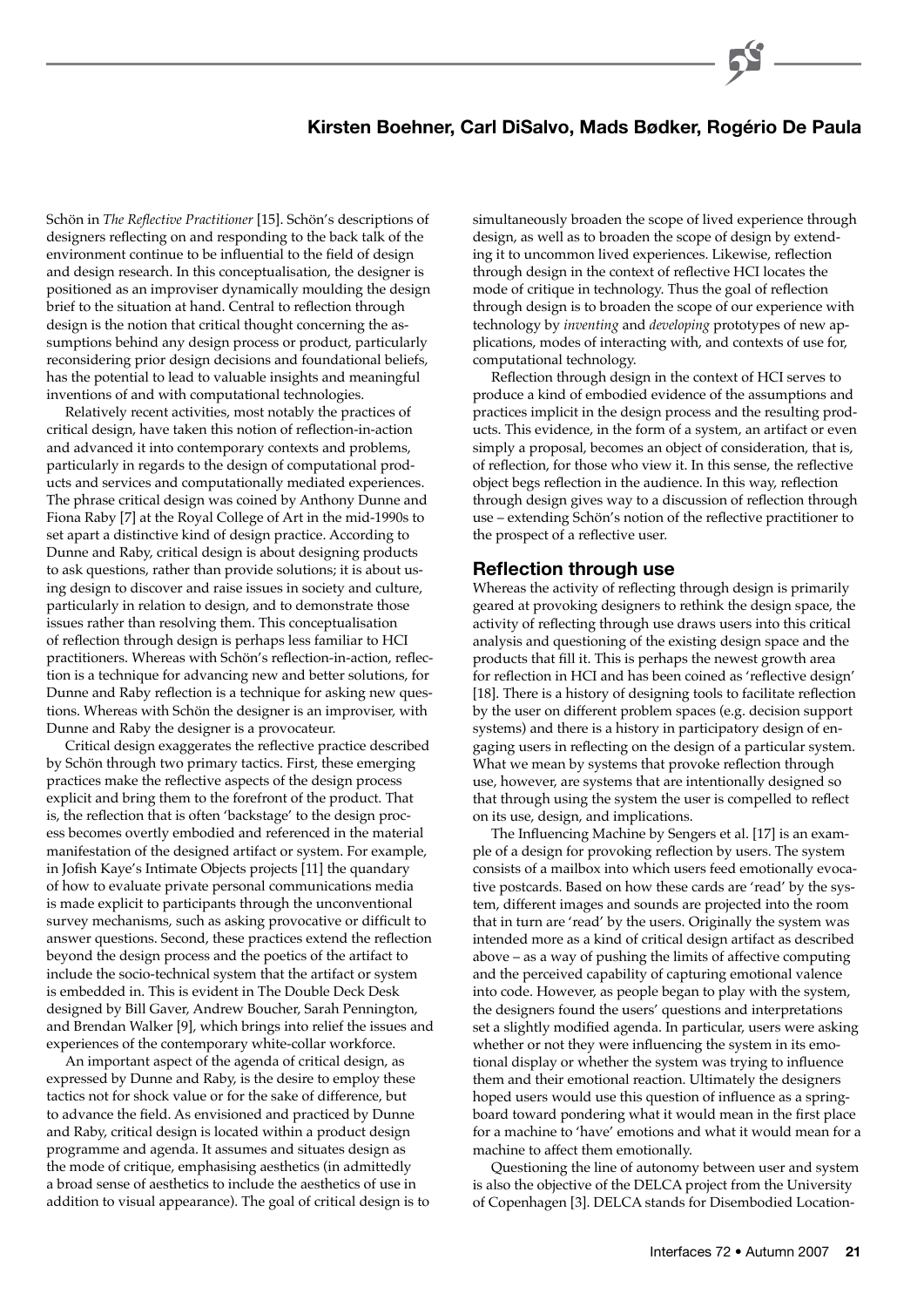Schön in *The Reflective Practitioner* [15]. Schön's descriptions of designers reflecting on and responding to the back talk of the environment continue to be influential to the field of design and design research. In this conceptualisation, the designer is positioned as an improviser dynamically moulding the design brief to the situation at hand. Central to reflection through design is the notion that critical thought concerning the assumptions behind any design process or product, particularly reconsidering prior design decisions and foundational beliefs, has the potential to lead to valuable insights and meaningful inventions of and with computational technologies.

Relatively recent activities, most notably the practices of critical design, have taken this notion of reflection-in-action and advanced it into contemporary contexts and problems, particularly in regards to the design of computational products and services and computationally mediated experiences. The phrase critical design was coined by Anthony Dunne and Fiona Raby [7] at the Royal College of Art in the mid-1990s to set apart a distinctive kind of design practice. According to Dunne and Raby, critical design is about designing products to ask questions, rather than provide solutions; it is about using design to discover and raise issues in society and culture, particularly in relation to design, and to demonstrate those issues rather than resolving them. This conceptualisation of reflection through design is perhaps less familiar to HCI practitioners. Whereas with Schön's reflection-in-action, reflection is a technique for advancing new and better solutions, for Dunne and Raby reflection is a technique for asking new questions. Whereas with Schön the designer is an improviser, with Dunne and Raby the designer is a provocateur.

Critical design exaggerates the reflective practice described by Schön through two primary tactics. First, these emerging practices make the reflective aspects of the design process explicit and bring them to the forefront of the product. That is, the reflection that is often 'backstage' to the design process becomes overtly embodied and referenced in the material manifestation of the designed artifact or system. For example, in Jofish Kaye's Intimate Objects projects [11] the quandary of how to evaluate private personal communications media is made explicit to participants through the unconventional survey mechanisms, such as asking provocative or difficult to answer questions. Second, these practices extend the reflection beyond the design process and the poetics of the artifact to include the socio-technical system that the artifact or system is embedded in. This is evident in The Double Deck Desk designed by Bill Gaver, Andrew Boucher, Sarah Pennington, and Brendan Walker [9], which brings into relief the issues and experiences of the contemporary white-collar workforce.

An important aspect of the agenda of critical design, as expressed by Dunne and Raby, is the desire to employ these tactics not for shock value or for the sake of difference, but to advance the field. As envisioned and practiced by Dunne and Raby, critical design is located within a product design programme and agenda. It assumes and situates design as the mode of critique, emphasising aesthetics (in admittedly a broad sense of aesthetics to include the aesthetics of use in addition to visual appearance). The goal of critical design is to simultaneously broaden the scope of lived experience through design, as well as to broaden the scope of design by extending it to uncommon lived experiences. Likewise, reflection through design in the context of reflective HCI locates the mode of critique in technology. Thus the goal of reflection through design is to broaden the scope of our experience with technology by *inventing* and *developing* prototypes of new applications, modes of interacting with, and contexts of use for, computational technology.

Reflection through design in the context of HCI serves to produce a kind of embodied evidence of the assumptions and practices implicit in the design process and the resulting products. This evidence, in the form of a system, an artifact or even simply a proposal, becomes an object of consideration, that is, of reflection, for those who view it. In this sense, the reflective object begs reflection in the audience. In this way, reflection through design gives way to a discussion of reflection through use – extending Schön's notion of the reflective practitioner to the prospect of a reflective user.

## Reflection through use

Whereas the activity of reflecting through design is primarily geared at provoking designers to rethink the design space, the activity of reflecting through use draws users into this critical analysis and questioning of the existing design space and the products that fill it. This is perhaps the newest growth area for reflection in HCI and has been coined as 'reflective design' [18]. There is a history of designing tools to facilitate reflection by the user on different problem spaces (e.g. decision support systems) and there is a history in participatory design of engaging users in reflecting on the design of a particular system. What we mean by systems that provoke reflection through use, however, are systems that are intentionally designed so that through using the system the user is compelled to reflect on its use, design, and implications.

The Influencing Machine by Sengers et al. [17] is an example of a design for provoking reflection by users. The system consists of a mailbox into which users feed emotionally evocative postcards. Based on how these cards are 'read' by the system, different images and sounds are projected into the room that in turn are 'read' by the users. Originally the system was intended more as a kind of critical design artifact as described above – as a way of pushing the limits of affective computing and the perceived capability of capturing emotional valence into code. However, as people began to play with the system, the designers found the users' questions and interpretations set a slightly modified agenda. In particular, users were asking whether or not they were influencing the system in its emotional display or whether the system was trying to influence them and their emotional reaction. Ultimately the designers hoped users would use this question of influence as a springboard toward pondering what it would mean in the first place for a machine to 'have' emotions and what it would mean for a machine to affect them emotionally.

Questioning the line of autonomy between user and system is also the objective of the DELCA project from the University of Copenhagen [3]. DELCA stands for Disembodied Location-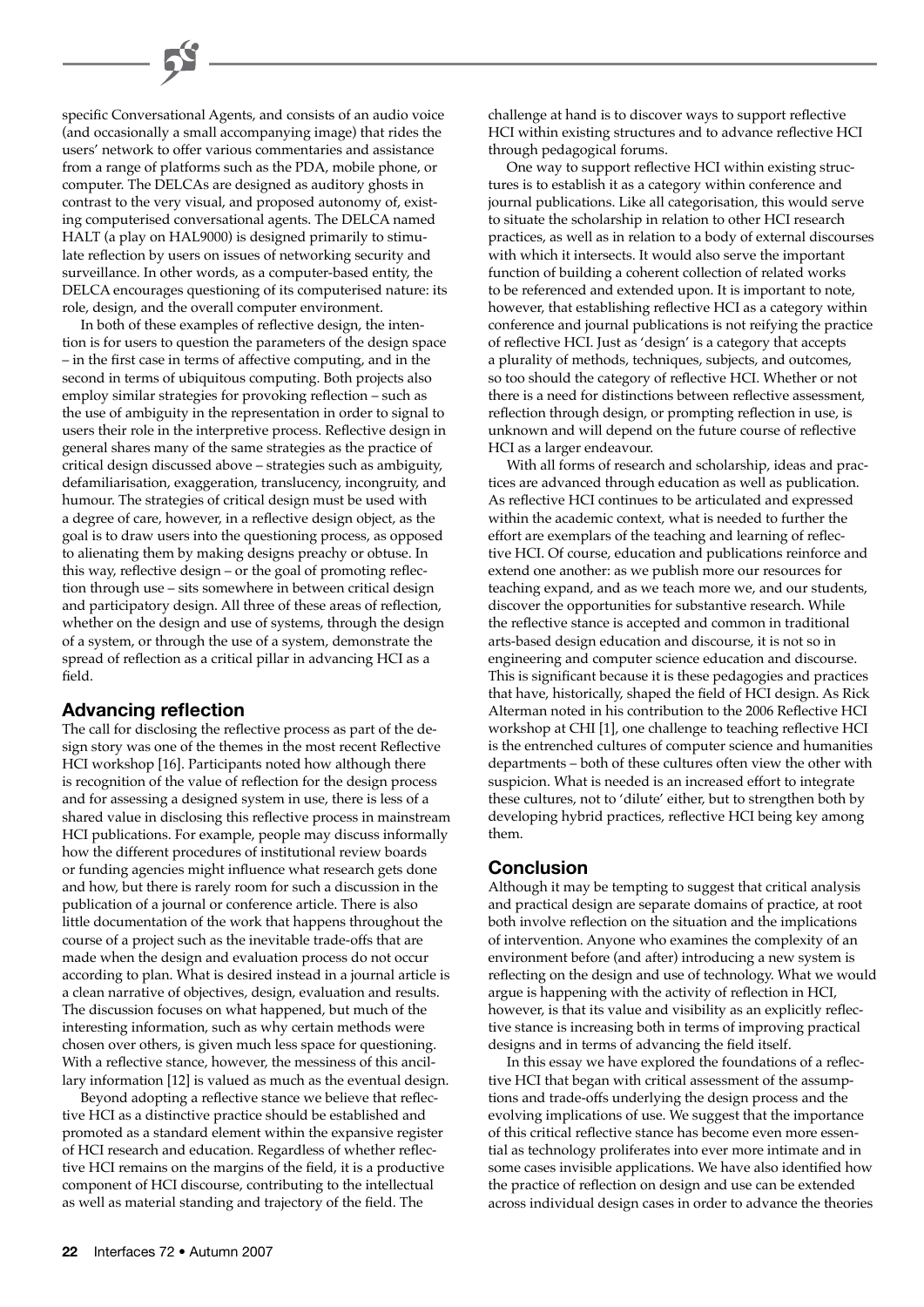specific Conversational Agents, and consists of an audio voice (and occasionally a small accompanying image) that rides the users' network to offer various commentaries and assistance from a range of platforms such as the PDA, mobile phone, or computer. The DELCAs are designed as auditory ghosts in contrast to the very visual, and proposed autonomy of, existing computerised conversational agents. The DELCA named HALT (a play on HAL9000) is designed primarily to stimulate reflection by users on issues of networking security and surveillance. In other words, as a computer-based entity, the DELCA encourages questioning of its computerised nature: its role, design, and the overall computer environment.

In both of these examples of reflective design, the intention is for users to question the parameters of the design space – in the first case in terms of affective computing, and in the second in terms of ubiquitous computing. Both projects also employ similar strategies for provoking reflection – such as the use of ambiguity in the representation in order to signal to users their role in the interpretive process. Reflective design in general shares many of the same strategies as the practice of critical design discussed above – strategies such as ambiguity, defamiliarisation, exaggeration, translucency, incongruity, and humour. The strategies of critical design must be used with a degree of care, however, in a reflective design object, as the goal is to draw users into the questioning process, as opposed to alienating them by making designs preachy or obtuse. In this way, reflective design – or the goal of promoting reflection through use – sits somewhere in between critical design and participatory design. All three of these areas of reflection, whether on the design and use of systems, through the design of a system, or through the use of a system, demonstrate the spread of reflection as a critical pillar in advancing HCI as a field.

## Advancing reflection

The call for disclosing the reflective process as part of the design story was one of the themes in the most recent Reflective HCI workshop [16]. Participants noted how although there is recognition of the value of reflection for the design process and for assessing a designed system in use, there is less of a shared value in disclosing this reflective process in mainstream HCI publications. For example, people may discuss informally how the different procedures of institutional review boards or funding agencies might influence what research gets done and how, but there is rarely room for such a discussion in the publication of a journal or conference article. There is also little documentation of the work that happens throughout the course of a project such as the inevitable trade-offs that are made when the design and evaluation process do not occur according to plan. What is desired instead in a journal article is a clean narrative of objectives, design, evaluation and results. The discussion focuses on what happened, but much of the interesting information, such as why certain methods were chosen over others, is given much less space for questioning. With a reflective stance, however, the messiness of this ancillary information [12] is valued as much as the eventual design.

Beyond adopting a reflective stance we believe that reflective HCI as a distinctive practice should be established and promoted as a standard element within the expansive register of HCI research and education. Regardless of whether reflective HCI remains on the margins of the field, it is a productive component of HCI discourse, contributing to the intellectual as well as material standing and trajectory of the field. The challenge at hand is to discover ways to support reflective HCI within existing structures and to advance reflective HCI through pedagogical forums.

One way to support reflective HCI within existing structures is to establish it as a category within conference and journal publications. Like all categorisation, this would serve to situate the scholarship in relation to other HCI research practices, as well as in relation to a body of external discourses with which it intersects. It would also serve the important function of building a coherent collection of related works to be referenced and extended upon. It is important to note, however, that establishing reflective HCI as a category within conference and journal publications is not reifying the practice of reflective HCI. Just as 'design' is a category that accepts a plurality of methods, techniques, subjects, and outcomes, so too should the category of reflective HCI. Whether or not there is a need for distinctions between reflective assessment, reflection through design, or prompting reflection in use, is unknown and will depend on the future course of reflective HCI as a larger endeavour.

With all forms of research and scholarship, ideas and practices are advanced through education as well as publication. As reflective HCI continues to be articulated and expressed within the academic context, what is needed to further the effort are exemplars of the teaching and learning of reflective HCI. Of course, education and publications reinforce and extend one another: as we publish more our resources for teaching expand, and as we teach more we, and our students, discover the opportunities for substantive research. While the reflective stance is accepted and common in traditional arts-based design education and discourse, it is not so in engineering and computer science education and discourse. This is significant because it is these pedagogies and practices that have, historically, shaped the field of HCI design. As Rick Alterman noted in his contribution to the 2006 Reflective HCI workshop at CHI [1], one challenge to teaching reflective HCI is the entrenched cultures of computer science and humanities departments – both of these cultures often view the other with suspicion. What is needed is an increased effort to integrate these cultures, not to 'dilute' either, but to strengthen both by developing hybrid practices, reflective HCI being key among them.

## Conclusion

Although it may be tempting to suggest that critical analysis and practical design are separate domains of practice, at root both involve reflection on the situation and the implications of intervention. Anyone who examines the complexity of an environment before (and after) introducing a new system is reflecting on the design and use of technology. What we would argue is happening with the activity of reflection in HCI, however, is that its value and visibility as an explicitly reflective stance is increasing both in terms of improving practical designs and in terms of advancing the field itself.

In this essay we have explored the foundations of a reflective HCI that began with critical assessment of the assumptions and trade-offs underlying the design process and the evolving implications of use. We suggest that the importance of this critical reflective stance has become even more essential as technology proliferates into ever more intimate and in some cases invisible applications. We have also identified how the practice of reflection on design and use can be extended across individual design cases in order to advance the theories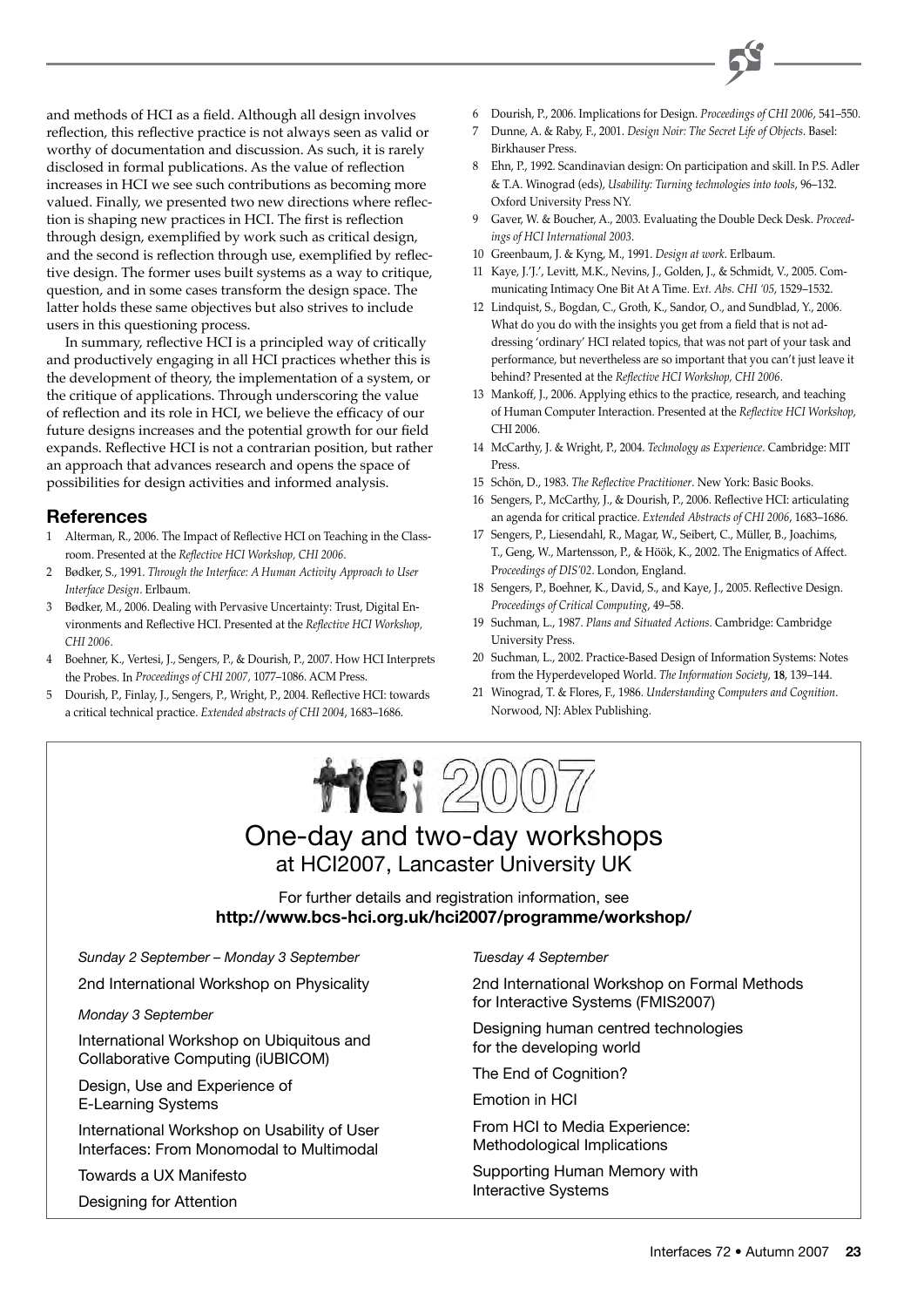and methods of HCI as a field. Although all design involves reflection, this reflective practice is not always seen as valid or worthy of documentation and discussion. As such, it is rarely disclosed in formal publications. As the value of reflection increases in HCI we see such contributions as becoming more valued. Finally, we presented two new directions where reflection is shaping new practices in HCI. The first is reflection through design, exemplified by work such as critical design, and the second is reflection through use, exemplified by reflective design. The former uses built systems as a way to critique, question, and in some cases transform the design space. The latter holds these same objectives but also strives to include users in this questioning process.

In summary, reflective HCI is a principled way of critically and productively engaging in all HCI practices whether this is the development of theory, the implementation of a system, or the critique of applications. Through underscoring the value of reflection and its role in HCI, we believe the efficacy of our future designs increases and the potential growth for our field expands. Reflective HCI is not a contrarian position, but rather an approach that advances research and opens the space of possibilities for design activities and informed analysis.

## References

1. Alterman, R., 2006. The Impact of Reflective HCI on Teaching in the Classroom. Presented at the *Reflective HCI Workshop, CHI 2006*.
2. Bødker, S., 1991. *Through the Interface: A Human Activity Approach to User Interface Design*. Erlbaum.
3. Bødker, M., 2006. Dealing with Pervasive Uncertainty: Trust, Digital Environments and Reflective HCI. Presented at the *Reflective HCI Workshop, CHI 2006*.
4. Boehner, K., Vertesi, J., Sengers, P., & Dourish, P., 2007. How HCI Interprets the Probes. In *Proceedings of CHI 2007*, 1077–1086. ACM Press.
5. Dourish, P., Finlay, J., Sengers, P., Wright, P., 2004. Reflective HCI: towards a critical technical practice. *Extended abstracts of CHI 2004*, 1683–1686.
6. Dourish, P., 2006. Implications for Design. *Proceedings of CHI 2006*, 541–550.
7. Dunne, A. & Raby, F., 2001. *Design Noir: The Secret Life of Objects*. Basel: Birkhauser Press.
8. Ehn, P., 1992. Scandinavian design: On participation and skill. In P.S. Adler & T.A. Winograd (eds), *Usability: Turning technologies into tools*, 96–132. Oxford University Press NY.
9. Gaver, W. & Boucher, A., 2003. Evaluating the Double Deck Desk. *Proceedings of HCI International 2003*.
10. Greenbaum, J. & Kyng, M., 1991. *Design at work*. Erlbaum.
11. Kaye, J.'J.', Levitt, M.K., Nevins, J., Golden, J., & Schmidt, V., 2005. Communicating Intimacy One Bit At A Time. E*xt. Abs. CHI '05*, 1529–1532.
12. Lindquist, S., Bogdan, C., Groth, K., Sandor, O., and Sundblad, Y., 2006. What do you do with the insights you get from a field that is not addressing 'ordinary' HCI related topics, that was not part of your task and performance, but nevertheless are so important that you can't just leave it behind? Presented at the *Reflective HCI Workshop, CHI 2006*.
13. Mankoff, J., 2006. Applying ethics to the practice, research, and teaching of Human Computer Interaction. Presented at the *Reflective HCI Workshop*, CHI 2006.
14. McCarthy, J. & Wright, P., 2004. *Technology as Experience*. Cambridge: MIT Press.
15. Schön, D., 1983. *The Reflective Practitioner*. New York: Basic Books.
16. Sengers, P., McCarthy, J., & Dourish, P., 2006. Reflective HCI: articulating an agenda for critical practice. *Extended Abstracts of CHI 2006*, 1683–1686.
17. Sengers, P., Liesendahl, R., Magar, W., Seibert, C., Müller, B., Joachims, T., Geng, W., Martensson, P., & Höök, K., 2002. The Enigmatics of Affect. P*roceedings of DIS'02*. London, England.
18. Sengers, P., Boehner, K., David, S., and Kaye, J., 2005. Reflective Design. *Proceedings of Critical Computing*, 49–58.
19. Suchman, L., 1987. *Plans and Situated Actions*. Cambridge: Cambridge University Press.
20. Suchman, L., 2002. Practice-Based Design of Information Systems: Notes from the Hyperdeveloped World. *The Information Society*, **18**, 139–144.
21. Winograd, T. & Flores, F., 1986. *Understanding Computers and Cognition*. Norwood, NJ: Ablex Publishing.

---

# HCI 2007

## One-day and two-day workshops
### at HCI2007, Lancaster University UK

For further details and registration information, see
**http://www.bcs-hci.org.uk/hci2007/programme/workshop/**

*Sunday 2 September – Monday 3 September*

2nd International Workshop on Physicality

*Monday 3 September*

International Workshop on Ubiquitous and Collaborative Computing (iUBICOM)

Design, Use and Experience of E-Learning Systems

International Workshop on Usability of User Interfaces: From Monomodal to Multimodal

Towards a UX Manifesto

Designing for Attention

*Tuesday 4 September*

2nd International Workshop on Formal Methods for Interactive Systems (FMIS2007)

Designing human centred technologies for the developing world

The End of Cognition?

Emotion in HCI

From HCI to Media Experience: Methodological Implications

Supporting Human Memory with Interactive Systems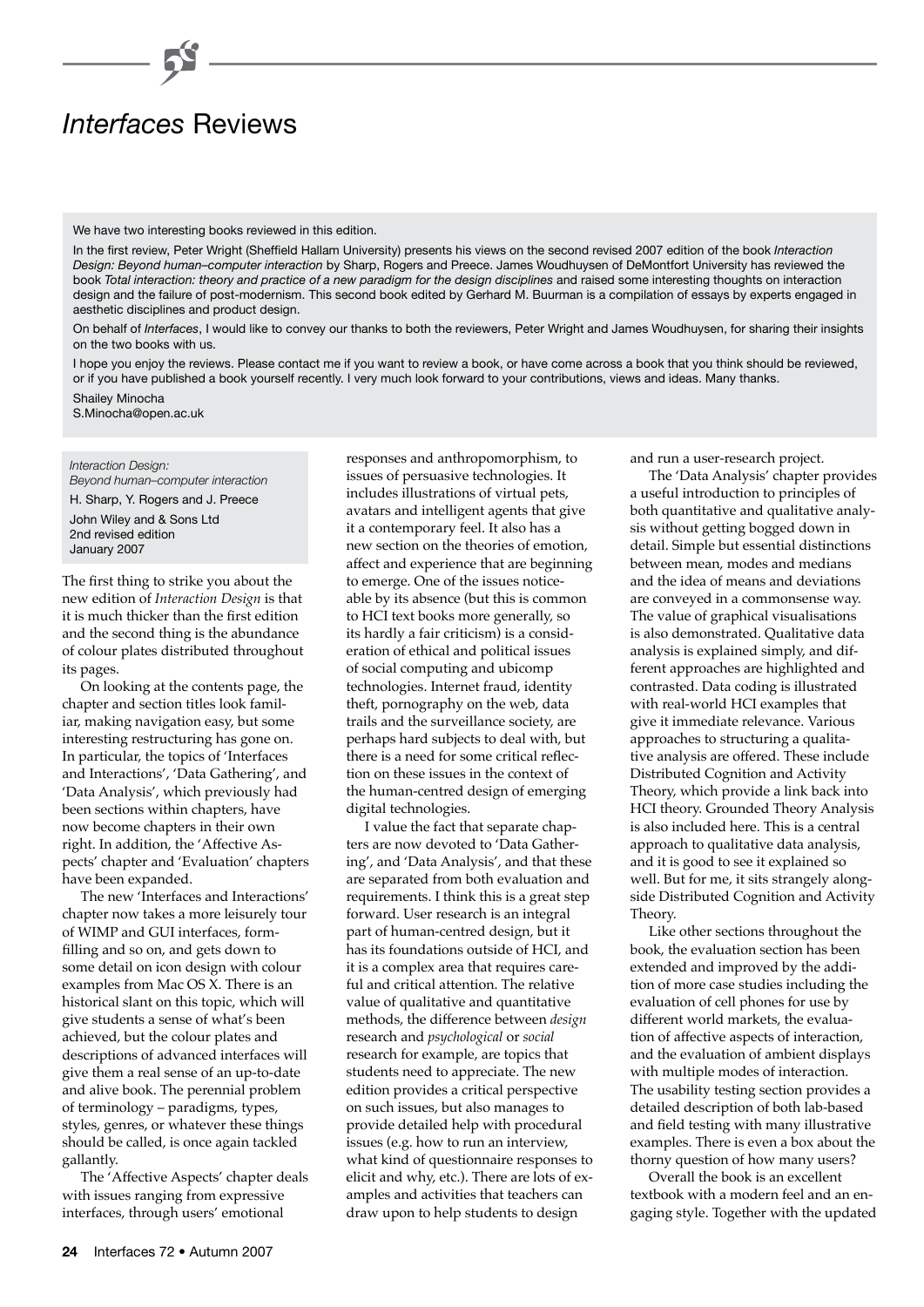# *Interfaces* Reviews

We have two interesting books reviewed in this edition.

In the first review, Peter Wright (Sheffield Hallam University) presents his views on the second revised 2007 edition of the book *Interaction Design: Beyond human–computer interaction* by Sharp, Rogers and Preece. James Woudhuysen of DeMontfort University has reviewed the book *Total interaction: theory and practice of a new paradigm for the design disciplines* and raised some interesting thoughts on interaction design and the failure of post-modernism. This second book edited by Gerhard M. Buurman is a compilation of essays by experts engaged in aesthetic disciplines and product design.

On behalf of *Interfaces*, I would like to convey our thanks to both the reviewers, Peter Wright and James Woudhuysen, for sharing their insights on the two books with us.

I hope you enjoy the reviews. Please contact me if you want to review a book, or have come across a book that you think should be reviewed, or if you have published a book yourself recently. I very much look forward to your contributions, views and ideas. Many thanks.

Shailey Minocha
S.Minocha@open.ac.uk

*Interaction Design: Beyond human–computer interaction*
H. Sharp, Y. Rogers and J. Preece
John Wiley and & Sons Ltd
2nd revised edition
January 2007

The first thing to strike you about the new edition of *Interaction Design* is that it is much thicker than the first edition and the second thing is the abundance of colour plates distributed throughout its pages.

On looking at the contents page, the chapter and section titles look familiar, making navigation easy, but some interesting restructuring has gone on. In particular, the topics of 'Interfaces and Interactions', 'Data Gathering', and 'Data Analysis', which previously had been sections within chapters, have now become chapters in their own right. In addition, the 'Affective Aspects' chapter and 'Evaluation' chapters have been expanded.

The new 'Interfaces and Interactions' chapter now takes a more leisurely tour of WIMP and GUI interfaces, form-filling and so on, and gets down to some detail on icon design with colour examples from Mac OS X. There is an historical slant on this topic, which will give students a sense of what's been achieved, but the colour plates and descriptions of advanced interfaces will give them a real sense of an up-to-date and alive book. The perennial problem of terminology – paradigms, types, styles, genres, or whatever these things should be called, is once again tackled gallantly.

The 'Affective Aspects' chapter deals with issues ranging from expressive interfaces, through users' emotional responses and anthropomorphism, to issues of persuasive technologies. It includes illustrations of virtual pets, avatars and intelligent agents that give it a contemporary feel. It also has a new section on the theories of emotion, affect and experience that are beginning to emerge. One of the issues noticeable by its absence (but this is common to HCI text books more generally, so its hardly a fair criticism) is a consideration of ethical and political issues of social computing and ubicomp technologies. Internet fraud, identity theft, pornography on the web, data trails and the surveillance society, are perhaps hard subjects to deal with, but there is a need for some critical reflection on these issues in the context of the human-centred design of emerging digital technologies.

I value the fact that separate chapters are now devoted to 'Data Gathering', and 'Data Analysis', and that these are separated from both evaluation and requirements. I think this is a great step forward. User research is an integral part of human-centred design, but it has its foundations outside of HCI, and it is a complex area that requires careful and critical attention. The relative value of qualitative and quantitative methods, the difference between *design* research and *psychological* or *social* research for example, are topics that students need to appreciate. The new edition provides a critical perspective on such issues, but also manages to provide detailed help with procedural issues (e.g. how to run an interview, what kind of questionnaire responses to elicit and why, etc.). There are lots of examples and activities that teachers can draw upon to help students to design and run a user-research project.

The 'Data Analysis' chapter provides a useful introduction to principles of both quantitative and qualitative analysis without getting bogged down in detail. Simple but essential distinctions between mean, modes and medians and the idea of means and deviations are conveyed in a commonsense way. The value of graphical visualisations is also demonstrated. Qualitative data analysis is explained simply, and different approaches are highlighted and contrasted. Data coding is illustrated with real-world HCI examples that give it immediate relevance. Various approaches to structuring a qualitative analysis are offered. These include Distributed Cognition and Activity Theory, which provide a link back into HCI theory. Grounded Theory Analysis is also included here. This is a central approach to qualitative data analysis, and it is good to see it explained so well. But for me, it sits strangely alongside Distributed Cognition and Activity Theory.

Like other sections throughout the book, the evaluation section has been extended and improved by the addition of more case studies including the evaluation of cell phones for use by different world markets, the evaluation of affective aspects of interaction, and the evaluation of ambient displays with multiple modes of interaction. The usability testing section provides a detailed description of both lab-based and field testing with many illustrative examples. There is even a box about the thorny question of how many users?

Overall the book is an excellent textbook with a modern feel and an engaging style. Together with the updated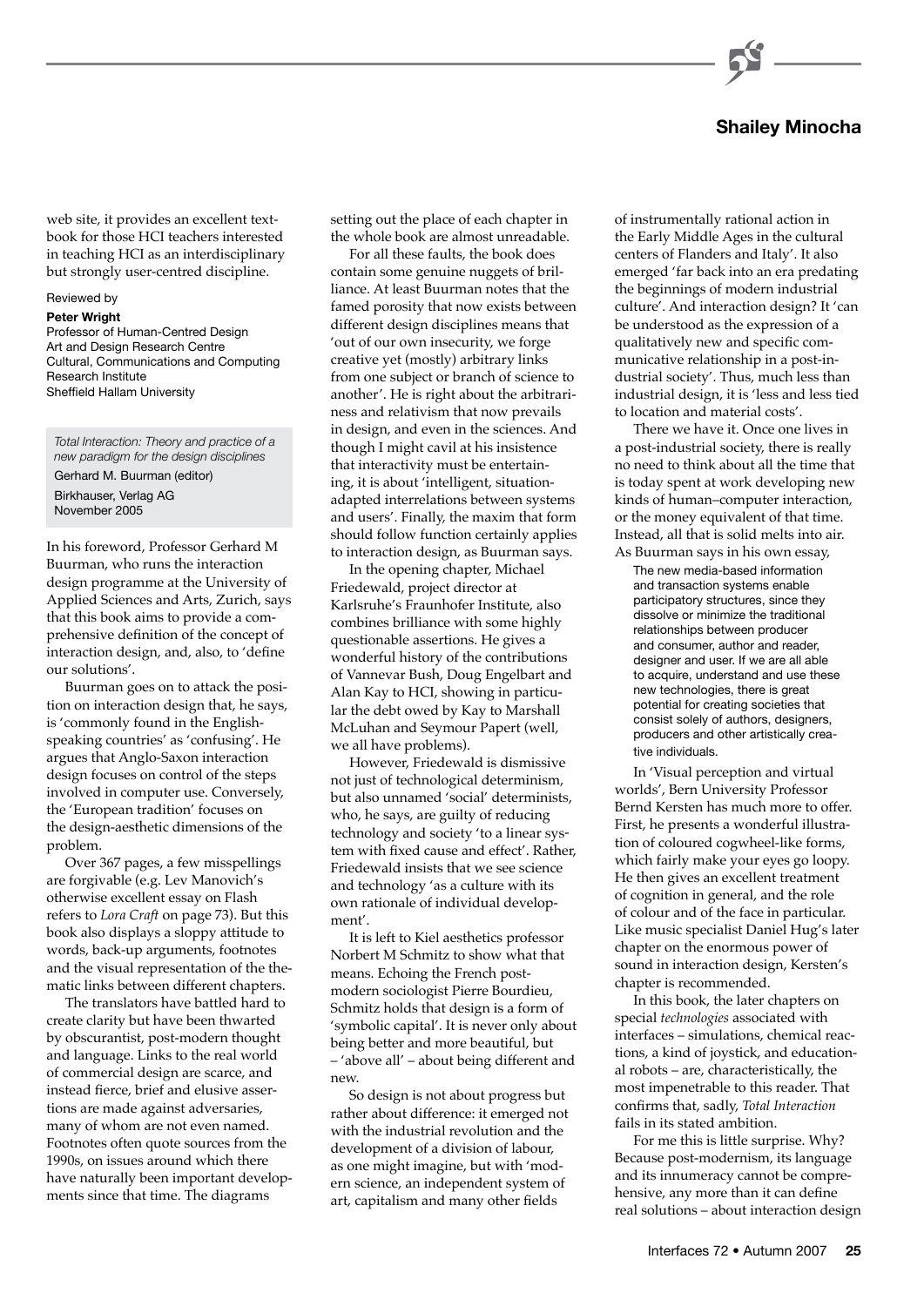web site, it provides an excellent textbook for those HCI teachers interested in teaching HCI as an interdisciplinary but strongly user-centred discipline.

Reviewed by

**Peter Wright**
Professor of Human-Centred Design
Art and Design Research Centre
Cultural, Communications and Computing Research Institute
Sheffield Hallam University

*Total Interaction: Theory and practice of a new paradigm for the design disciplines*
Gerhard M. Buurman (editor)
Birkhauser, Verlag AG
November 2005

In his foreword, Professor Gerhard M Buurman, who runs the interaction design programme at the University of Applied Sciences and Arts, Zurich, says that this book aims to provide a comprehensive definition of the concept of interaction design, and, also, to 'define our solutions'.

Buurman goes on to attack the position on interaction design that, he says, is 'commonly found in the English-speaking countries' as 'confusing'. He argues that Anglo-Saxon interaction design focuses on control of the steps involved in computer use. Conversely, the 'European tradition' focuses on the design-aesthetic dimensions of the problem.

Over 367 pages, a few misspellings are forgivable (e.g. Lev Manovich's otherwise excellent essay on Flash refers to *Lora Craft* on page 73). But this book also displays a sloppy attitude to words, back-up arguments, footnotes and the visual representation of the thematic links between different chapters.

The translators have battled hard to create clarity but have been thwarted by obscurantist, post-modern thought and language. Links to the real world of commercial design are scarce, and instead fierce, brief and elusive assertions are made against adversaries, many of whom are not even named. Footnotes often quote sources from the 1990s, on issues around which there have naturally been important developments since that time. The diagrams setting out the place of each chapter in the whole book are almost unreadable.

For all these faults, the book does contain some genuine nuggets of brilliance. At least Buurman notes that the famed porosity that now exists between different design disciplines means that 'out of our own insecurity, we forge creative yet (mostly) arbitrary links from one subject or branch of science to another'. He is right about the arbitrariness and relativism that now prevails in design, and even in the sciences. And though I might cavil at his insistence that interactivity must be entertaining, it is about 'intelligent, situation-adapted interrelations between systems and users'. Finally, the maxim that form should follow function certainly applies to interaction design, as Buurman says.

In the opening chapter, Michael Friedewald, project director at Karlsruhe's Fraunhofer Institute, also combines brilliance with some highly questionable assertions. He gives a wonderful history of the contributions of Vannevar Bush, Doug Engelbart and Alan Kay to HCI, showing in particular the debt owed by Kay to Marshall McLuhan and Seymour Papert (well, we all have problems).

However, Friedewald is dismissive not just of technological determinism, but also unnamed 'social' determinists, who, he says, are guilty of reducing technology and society 'to a linear system with fixed cause and effect'. Rather, Friedewald insists that we see science and technology 'as a culture with its own rationale of individual development'.

It is left to Kiel aesthetics professor Norbert M Schmitz to show what that means. Echoing the French post-modern sociologist Pierre Bourdieu, Schmitz holds that design is a form of 'symbolic capital'. It is never only about being better and more beautiful, but – 'above all' – about being different and new.

So design is not about progress but rather about difference: it emerged not with the industrial revolution and the development of a division of labour, as one might imagine, but with 'modern science, an independent system of art, capitalism and many other fields of instrumentally rational action in the Early Middle Ages in the cultural centers of Flanders and Italy'. It also emerged 'far back into an era predating the beginnings of modern industrial culture'. And interaction design? It 'can be understood as the expression of a qualitatively new and specific communicative relationship in a post-industrial society'. Thus, much less than industrial design, it is 'less and less tied to location and material costs'.

There we have it. Once one lives in a post-industrial society, there is really no need to think about all the time that is today spent at work developing new kinds of human–computer interaction, or the money equivalent of that time. Instead, all that is solid melts into air. As Buurman says in his own essay,

> The new media-based information and transaction systems enable participatory structures, since they dissolve or minimize the traditional relationships between producer and consumer, author and reader, designer and user. If we are all able to acquire, understand and use these new technologies, there is great potential for creating societies that consist solely of authors, designers, producers and other artistically creative individuals.

In 'Visual perception and virtual worlds', Bern University Professor Bernd Kersten has much more to offer. First, he presents a wonderful illustration of coloured cogwheel-like forms, which fairly make your eyes go loopy. He then gives an excellent treatment of cognition in general, and the role of colour and of the face in particular. Like music specialist Daniel Hug's later chapter on the enormous power of sound in interaction design, Kersten's chapter is recommended.

In this book, the later chapters on special *technologies* associated with interfaces – simulations, chemical reactions, a kind of joystick, and educational robots – are, characteristically, the most impenetrable to this reader. That confirms that, sadly, *Total Interaction* fails in its stated ambition.

For me this is little surprise. Why? Because post-modernism, its language and its innumeracy cannot be comprehensive, any more than it can define real solutions – about interaction design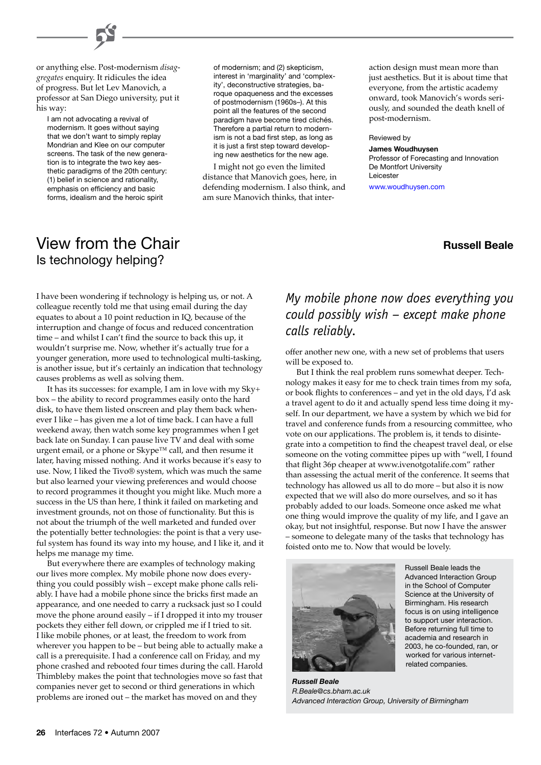or anything else. Post-modernism *disaggregates* enquiry. It ridicules the idea of progress. But let Lev Manovich, a professor at San Diego university, put it his way:

> I am not advocating a revival of modernism. It goes without saying that we don't want to simply replay Mondrian and Klee on our computer screens. The task of the new generation is to integrate the two key aesthetic paradigms of the 20th century: (1) belief in science and rationality, emphasis on efficiency and basic forms, idealism and the heroic spirit of modernism; and (2) skepticism, interest in 'marginality' and 'complexity', deconstructive strategies, baroque opaqueness and the excesses of postmodernism (1960s–). At this point all the features of the second paradigm have become tired clichés. Therefore a partial return to modernism is not a bad first step, as long as it is just a first step toward developing new aesthetics for the new age.

I might not go even the limited distance that Manovich goes, here, in defending modernism. I also think, and am sure Manovich thinks, that interaction design must mean more than just aesthetics. But it is about time that everyone, from the artistic academy onward, took Manovich's words seriously, and sounded the death knell of post-modernism.

Reviewed by
**James Woudhuysen**
Professor of Forecasting and Innovation
De Montfort University
Leicester
www.woudhuysen.com

# View from the Chair
## Is technology helping?

**Russell Beale**

I have been wondering if technology is helping us, or not. A colleague recently told me that using email during the day equates to about a 10 point reduction in IQ, because of the interruption and change of focus and reduced concentration time – and whilst I can't find the source to back this up, it wouldn't surprise me. Now, whether it's actually true for a younger generation, more used to technological multi-tasking, is another issue, but it's certainly an indication that technology causes problems as well as solving them.

It has its successes: for example, I am in love with my Sky+ box – the ability to record programmes easily onto the hard disk, to have them listed onscreen and play them back whenever I like – has given me a lot of time back. I can have a full weekend away, then watch some key programmes when I get back late on Sunday. I can pause live TV and deal with some urgent email, or a phone or Skype™ call, and then resume it later, having missed nothing. And it works because it's easy to use. Now, I liked the Tivo® system, which was much the same but also learned your viewing preferences and would choose to record programmes it thought you might like. Much more a success in the US than here, I think it failed on marketing and investment grounds, not on those of functionality. But this is not about the triumph of the well marketed and funded over the potentially better technologies: the point is that a very useful system has found its way into my house, and I like it, and it helps me manage my time.

But everywhere there are examples of technology making our lives more complex. My mobile phone now does everything you could possibly wish – except make phone calls reliably. I have had a mobile phone since the bricks first made an appearance, and one needed to carry a rucksack just so I could move the phone around easily – if I dropped it into my trouser pockets they either fell down, or crippled me if I tried to sit. I like mobile phones, or at least, the freedom to work from wherever you happen to be – but being able to actually make a call is a prerequisite. I had a conference call on Friday, and my phone crashed and rebooted four times during the call. Harold Thimbleby makes the point that technologies move so fast that companies never get to second or third generations in which problems are ironed out – the market has moved on and they offer another new one, with a new set of problems that users will be exposed to.

> *My mobile phone now does everything you could possibly wish – except make phone calls reliably.*

But I think the real problem runs somewhat deeper. Technology makes it easy for me to check train times from my sofa, or book flights to conferences – and yet in the old days, I'd ask a travel agent to do it and actually spend less time doing it myself. In our department, we have a system by which we bid for travel and conference funds from a resourcing committee, who vote on our applications. The problem is, it tends to disintegrate into a competition to find the cheapest travel deal, or else someone on the voting committee pipes up with "well, I found that flight 36p cheaper at www.ivenotgotalife.com" rather than assessing the actual merit of the conference. It seems that technology has allowed us all to do more – but also it is now expected that we will also do more ourselves, and so it has probably added to our loads. Someone once asked me what one thing would improve the quality of my life, and I gave an okay, but not insightful, response. But now I have the answer – someone to delegate many of the tasks that technology has foisted onto me to. Now that would be lovely.

Russell Beale leads the Advanced Interaction Group in the School of Computer Science at the University of Birmingham. His research focus is on using intelligence to support user interaction. Before returning full time to academia and research in 2003, he co-founded, ran, or worked for various internet-related companies.

***Russell Beale***
*R.Beale@cs.bham.ac.uk*
*Advanced Interaction Group, University of Birmingham*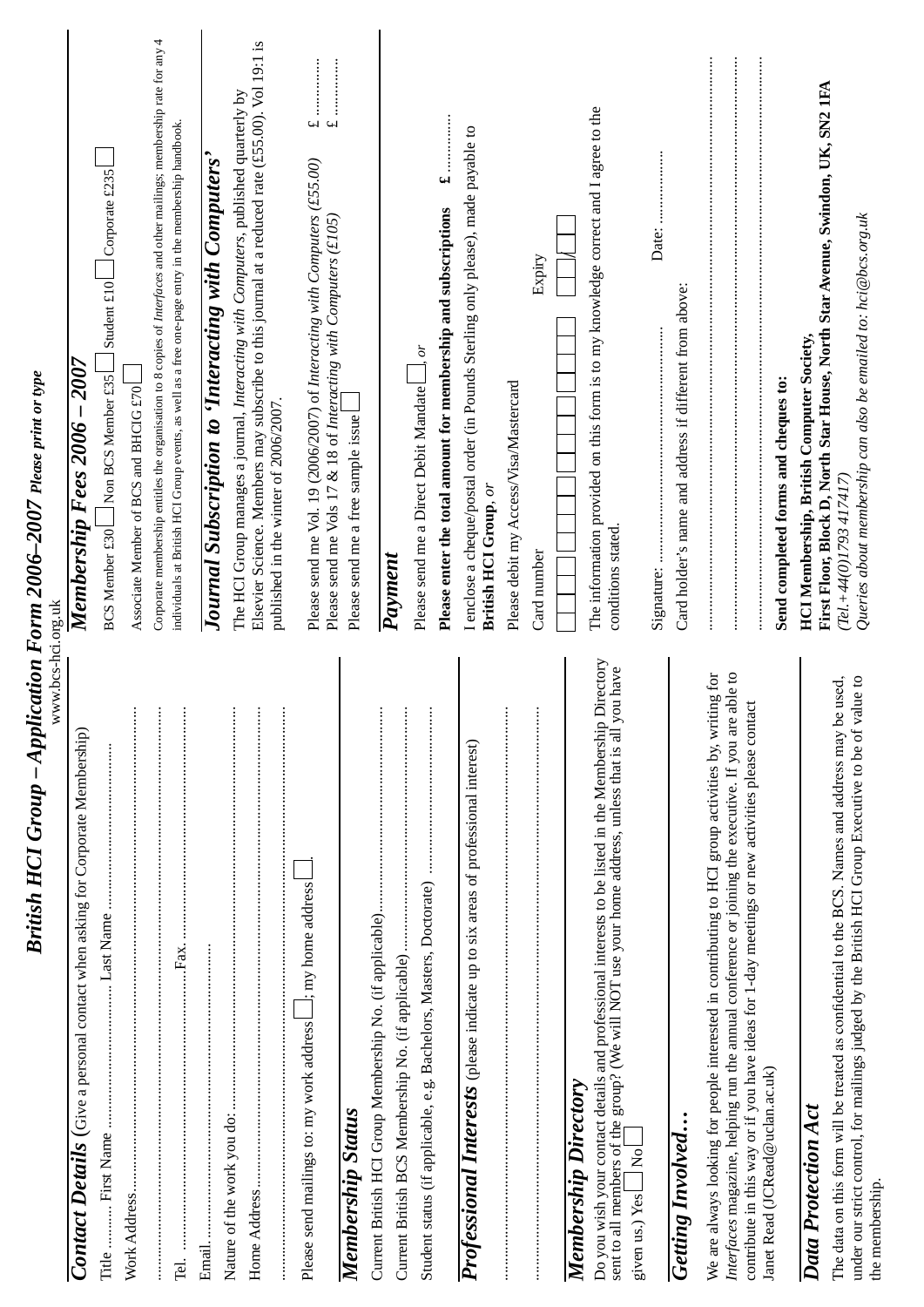# British HCI Group – Application Form 2006–2007 *Please print or type*

www.bcs-hci.org.uk

## Contact Details (Give a personal contact when asking for Corporate Membership)

Title ......... First Name ......................... Last Name .........................

Work Address.................................................................

.................................................................

Tel. ......................................Fax. ......................

Email.................................................................

Nature of the work you do: .................................................................

Home Address.................................................................

.................................................................

Please send mailings to: my work address ☐; my home address ☐.

## Membership Status

Current British HCI Group Membership No. (if applicable).....................................

Current British BCS Membership No. (if applicable).....................................

Student status (if applicable, e.g. Bachelors, Masters, Doctorate) .....................................

## Professional Interests (please indicate up to six areas of professional interest)

.................................................................

.................................................................

## Membership Directory

Do you wish your contact details and professional interests to be listed in the Membership Directory sent to all members of the group? (We will NOT use your home address, unless that is all you have given us.) Yes ☐ No ☐

## Getting Involved…

We are always looking for people interested in contributing to HCI group activities by, writing for *Interfaces* magazine, helping run the annual conference or joining the executive. If you are able to contribute in this way or if you have ideas for 1-day meetings or new activities please contact Janet Read (JCRead@uclan.ac.uk)

## Data Protection Act

The data on this form will be treated as confidential to the BCS. Names and address may be used, under our strict control, for mailings judged by the British HCI Group Executive to be of value to the membership.

## Membership Fees 2006 – 2007

BCS Member £30 ☐ Non BCS Member £35 ☐ Student £10 ☐ Corporate £235 ☐

Associate Member of BCS and BHCIG £70 ☐

Corporate membership entitles the organisation to 8 copies of *Interfaces* and other mailings; membership rate for any 4 individuals at British HCI Group events, as well as a free one-page entry in the membership handbook.

## Journal Subscription to 'Interacting with Computers'

The HCI Group manages a journal, *Interacting with Computers*, published quarterly by Elsevier Science. Members may subscribe to this journal at a reduced rate (£55.00). Vol 19:1 is published in the winter of 2006/2007.

Please send me Vol. 19 (2006/2007) of *Interacting with Computers (£55.00)* £ .............

Please send me Vols 17 & 18 of *Interacting with Computers (£105)* £ .............

Please send me a free sample issue ☐

## Payment

Please send me a Direct Debit Mandate ☐, *or*

**Please enter the total amount for membership and subscriptions £ ...........**

I enclose a cheque/postal order (in Pounds Sterling only please), made payable to **British HCI Group**, *or*

Please debit my Access/Visa/Mastercard

Card number ☐☐☐☐ ☐☐☐☐ ☐☐☐☐ ☐☐☐☐ Expiry ☐☐/☐☐

The information provided on this form is to my knowledge correct and I agree to the conditions stated.

Signature: ......................................... Date: ...................

Card holder's name and address if different from above:

.................................................................

.................................................................

.................................................................

**Send completed forms and cheques to:**

**HCI Membership, British Computer Society,**
**First Floor, Block D, North Star House, North Star Avenue, Swindon, UK, SN2 1FA**
*(Tel.+44(0)1793 417417)*
*Queries about membership can also be emailed to: hci@bcs.org.uk*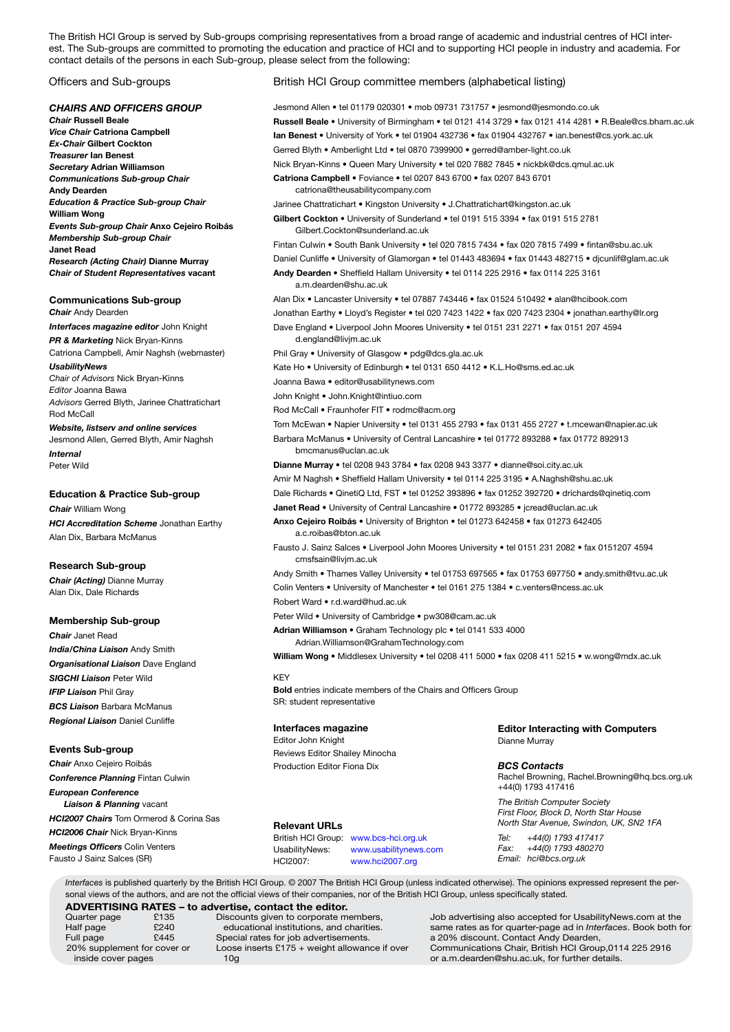The British HCI Group is served by Sub-groups comprising representatives from a broad range of academic and industrial centres of HCI interest. The Sub-groups are committed to promoting the education and practice of HCI and to supporting HCI people in industry and academia. For contact details of the persons in each Sub-group, please select from the following:

## Officers and Sub-groups

### *CHAIRS AND OFFICERS GROUP*

***Chair*** **Russell Beale**
***Vice Chair*** **Catriona Campbell**
***Ex-Chair*** **Gilbert Cockton**
***Treasurer*** **Ian Benest**
***Secretary*** **Adrian Williamson**
***Communications Sub-group Chair*** **Andy Dearden**
***Education & Practice Sub-group Chair*** **William Wong**
***Events Sub-group Chair*** **Anxo Cejeiro Roibás**
***Membership Sub-group Chair*** **Janet Read**
***Research (Acting Chair)*** **Dianne Murray**
***Chair of Student Representatives*** **vacant**

### Communications Sub-group

***Chair*** Andy Dearden
***Interfaces magazine editor*** John Knight
***PR & Marketing*** Nick Bryan-Kinns
Catriona Campbell, Amir Naghsh (webmaster)
***UsabilityNews***
*Chair of Advisors* Nick Bryan-Kinns
*Editor* Joanna Bawa
*Advisors* Gerred Blyth, Jarinee Chattratichart
Rod McCall
***Website, listserv and online services***
Jesmond Allen, Gerred Blyth, Amir Naghsh
***Internal***
Peter Wild

### Education & Practice Sub-group

***Chair*** William Wong
***HCI Accreditation Scheme*** Jonathan Earthy
Alan Dix, Barbara McManus

### Research Sub-group

***Chair (Acting)*** Dianne Murray
Alan Dix, Dale Richards

### Membership Sub-group

***Chair*** Janet Read
***India/China Liaison*** Andy Smith
***Organisational Liaison*** Dave England
***SIGCHI Liaison*** Peter Wild
***IFIP Liaison*** Phil Gray
***BCS Liaison*** Barbara McManus
***Regional Liaison*** Daniel Cunliffe

### Events Sub-group

***Chair*** Anxo Cejeiro Roibás
***Conference Planning*** Fintan Culwin
***European Conference Liaison & Planning*** vacant
***HCI2007 Chairs*** Tom Ormerod & Corina Sas
***HCI2006 Chair*** Nick Bryan-Kinns
***Meetings Officers*** Colin Venters
Fausto J Sainz Salces (SR)

## British HCI Group committee members (alphabetical listing)

Jesmond Allen • tel 01179 020301 • mob 09731 731757 • jesmond@jesmondo.co.uk
**Russell Beale** • University of Birmingham • tel 0121 414 3729 • fax 0121 414 4281 • R.Beale@cs.bham.ac.uk
**Ian Benest** • University of York • tel 01904 432736 • fax 01904 432767 • ian.benest@cs.york.ac.uk
Gerred Blyth • Amberlight Ltd • tel 0870 7399900 • gerred@amber-light.co.uk
Nick Bryan-Kinns • Queen Mary University • tel 020 7882 7845 • nickbk@dcs.qmul.ac.uk
**Catriona Campbell** • Foviance • tel 0207 843 6700 • fax 0207 843 6701 catriona@theusabilitycompany.com
Jarinee Chattratichart • Kingston University • J.Chattratichart@kingston.ac.uk
**Gilbert Cockton** • University of Sunderland • tel 0191 515 3394 • fax 0191 515 2781 Gilbert.Cockton@sunderland.ac.uk
Fintan Culwin • South Bank University • tel 020 7815 7434 • fax 020 7815 7499 • fintan@sbu.ac.uk
Daniel Cunliffe • University of Glamorgan • tel 01443 483694 • fax 01443 482715 • djcunlif@glam.ac.uk
**Andy Dearden** • Sheffield Hallam University • tel 0114 225 2916 • fax 0114 225 3161 a.m.dearden@shu.ac.uk
Alan Dix • Lancaster University • tel 07887 743446 • fax 01524 510492 • alan@hcibook.com
Jonathan Earthy • Lloyd's Register • tel 020 7423 1422 • fax 020 7423 2304 • jonathan.earthy@lr.org
Dave England • Liverpool John Moores University • tel 0151 231 2271 • fax 0151 207 4594 d.england@livjm.ac.uk
Phil Gray • University of Glasgow • pdg@dcs.gla.ac.uk
Kate Ho • University of Edinburgh • tel 0131 650 4412 • K.L.Ho@sms.ed.ac.uk
Joanna Bawa • editor@usabilitynews.com
John Knight • John.Knight@intiuo.com
Rod McCall • Fraunhofer FIT • rodmc@acm.org
Tom McEwan • Napier University • tel 0131 455 2793 • fax 0131 455 2727 • t.mcewan@napier.ac.uk
Barbara McManus • University of Central Lancashire • tel 01772 893288 • fax 01772 892913 bmcmanus@uclan.ac.uk
**Dianne Murray** • tel 0208 943 3784 • fax 0208 943 3377 • dianne@soi.city.ac.uk
Amir M Naghsh • Sheffield Hallam University • tel 0114 225 3195 • A.Naghsh@shu.ac.uk
Dale Richards • QinetiQ Ltd, FST • tel 01252 393896 • fax 01252 392720 • drichards@qinetiq.com
**Janet Read** • University of Central Lancashire • 01772 893285 • jcread@uclan.ac.uk
**Anxo Cejeiro Roibás** • University of Brighton • tel 01273 642458 • fax 01273 642405 a.c.roibas@bton.ac.uk
Fausto J. Sainz Salces • Liverpool John Moores University • tel 0151 231 2082 • fax 0151207 4594 cmsfsain@livjm.ac.uk
Andy Smith • Thames Valley University • tel 01753 697565 • fax 01753 697750 • andy.smith@tvu.ac.uk
Colin Venters • University of Manchester • tel 0161 275 1384 • c.venters@ncess.ac.uk
Robert Ward • r.d.ward@hud.ac.uk
Peter Wild • University of Cambridge • pw308@cam.ac.uk
**Adrian Williamson** • Graham Technology plc • tel 0141 533 4000 Adrian.Williamson@GrahamTechnology.com
**William Wong** • Middlesex University • tel 0208 411 5000 • fax 0208 411 5215 • w.wong@mdx.ac.uk

KEY
**Bold** entries indicate members of the Chairs and Officers Group
SR: student representative

### Interfaces magazine

Editor John Knight
Reviews Editor Shailey Minocha
Production Editor Fiona Dix

### Relevant URLs

British HCI Group: www.bcs-hci.org.uk
UsabilityNews: www.usabilitynews.com
HCI2007: www.hci2007.org

### Editor Interacting with Computers

Dianne Murray

### *BCS Contacts*

Rachel Browning, Rachel.Browning@hq.bcs.org.uk
+44(0) 1793 417416

*The British Computer Society*
*First Floor, Block D, North Star House*
*North Star Avenue, Swindon, UK, SN2 1FA*

*Tel: +44(0) 1793 417417*
*Fax: +44(0) 1793 480270*
*Email: hci@bcs.org.uk*

*Interfaces* is published quarterly by the British HCI Group. © 2007 The British HCI Group (unless indicated otherwise). The opinions expressed represent the personal views of the authors, and are not the official views of their companies, nor of the British HCI Group, unless specifically stated.

**ADVERTISING RATES – to advertise, contact the editor.**

| | |
|---|---|
| Quarter page | £135 |
| Half page | £240 |
| Full page | £445 |

20% supplement for cover or inside cover pages

Discounts given to corporate members, educational institutions, and charities.
Special rates for job advertisements.
Loose inserts £175 + weight allowance if over 10g

Job advertising also accepted for UsabilityNews.com at the same rates as for quarter-page ad in *Interfaces*. Book both for a 20% discount. Contact Andy Dearden, Communications Chair, British HCI Group,0114 225 2916 or a.m.dearden@shu.ac.uk, for further details.